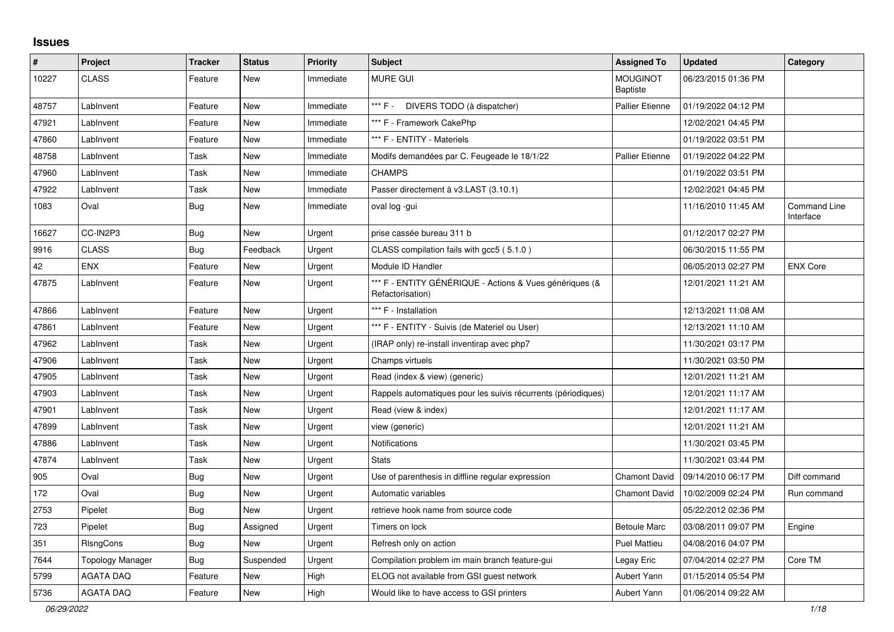## Issues

| # | Project | Tracker | Status | Priority | Subject | Assigned To | Updated | Category |
|---|---|---|---|---|---|---|---|---|
| 10227 | CLASS | Feature | New | Immediate | MURE GUI | MOUGINOT Baptiste | 06/23/2015 01:36 PM | |
| 48757 | LabInvent | Feature | New | Immediate | *** F - DIVERS TODO (à dispatcher) | Pallier Etienne | 01/19/2022 04:12 PM | |
| 47921 | LabInvent | Feature | New | Immediate | *** F - Framework CakePhp | | 12/02/2021 04:45 PM | |
| 47860 | LabInvent | Feature | New | Immediate | *** F - ENTITY - Materiels | | 01/19/2022 03:51 PM | |
| 48758 | LabInvent | Task | New | Immediate | Modifs demandées par C. Feugeade le 18/1/22 | Pallier Etienne | 01/19/2022 04:22 PM | |
| 47960 | LabInvent | Task | New | Immediate | CHAMPS | | 01/19/2022 03:51 PM | |
| 47922 | LabInvent | Task | New | Immediate | Passer directement à v3.LAST (3.10.1) | | 12/02/2021 04:45 PM | |
| 1083 | Oval | Bug | New | Immediate | oval log -gui | | 11/16/2010 11:45 AM | Command Line Interface |
| 16627 | CC-IN2P3 | Bug | New | Urgent | prise cassée bureau 311 b | | 01/12/2017 02:27 PM | |
| 9916 | CLASS | Bug | Feedback | Urgent | CLASS compilation fails with gcc5 ( 5.1.0 ) | | 06/30/2015 11:55 PM | |
| 42 | ENX | Feature | New | Urgent | Module ID Handler | | 06/05/2013 02:27 PM | ENX Core |
| 47875 | LabInvent | Feature | New | Urgent | *** F - ENTITY GÉNÉRIQUE - Actions & Vues génériques (& Refactorisation) | | 12/01/2021 11:21 AM | |
| 47866 | LabInvent | Feature | New | Urgent | *** F - Installation | | 12/13/2021 11:08 AM | |
| 47861 | LabInvent | Feature | New | Urgent | *** F - ENTITY - Suivis (de Materiel ou User) | | 12/13/2021 11:10 AM | |
| 47962 | LabInvent | Task | New | Urgent | (IRAP only) re-install inventirap avec php7 | | 11/30/2021 03:17 PM | |
| 47906 | LabInvent | Task | New | Urgent | Champs virtuels | | 11/30/2021 03:50 PM | |
| 47905 | LabInvent | Task | New | Urgent | Read (index & view) (generic) | | 12/01/2021 11:21 AM | |
| 47903 | LabInvent | Task | New | Urgent | Rappels automatiques pour les suivis récurrents (périodiques) | | 12/01/2021 11:17 AM | |
| 47901 | LabInvent | Task | New | Urgent | Read (view & index) | | 12/01/2021 11:17 AM | |
| 47899 | LabInvent | Task | New | Urgent | view (generic) | | 12/01/2021 11:21 AM | |
| 47886 | LabInvent | Task | New | Urgent | Notifications | | 11/30/2021 03:45 PM | |
| 47874 | LabInvent | Task | New | Urgent | Stats | | 11/30/2021 03:44 PM | |
| 905 | Oval | Bug | New | Urgent | Use of parenthesis in diffline regular expression | Chamont David | 09/14/2010 06:17 PM | Diff command |
| 172 | Oval | Bug | New | Urgent | Automatic variables | Chamont David | 10/02/2009 02:24 PM | Run command |
| 2753 | Pipelet | Bug | New | Urgent | retrieve hook name from source code | | 05/22/2012 02:36 PM | |
| 723 | Pipelet | Bug | Assigned | Urgent | Timers on lock | Betoule Marc | 03/08/2011 09:07 PM | Engine |
| 351 | RIsngCons | Bug | New | Urgent | Refresh only on action | Puel Mattieu | 04/08/2016 04:07 PM | |
| 7644 | Topology Manager | Bug | Suspended | Urgent | Compilation problem im main branch feature-gui | Legay Eric | 07/04/2014 02:27 PM | Core TM |
| 5799 | AGATA DAQ | Feature | New | High | ELOG not available from GSI guest network | Aubert Yann | 01/15/2014 05:54 PM | |
| 5736 | AGATA DAQ | Feature | New | High | Would like to have access to GSI printers | Aubert Yann | 01/06/2014 09:22 AM | |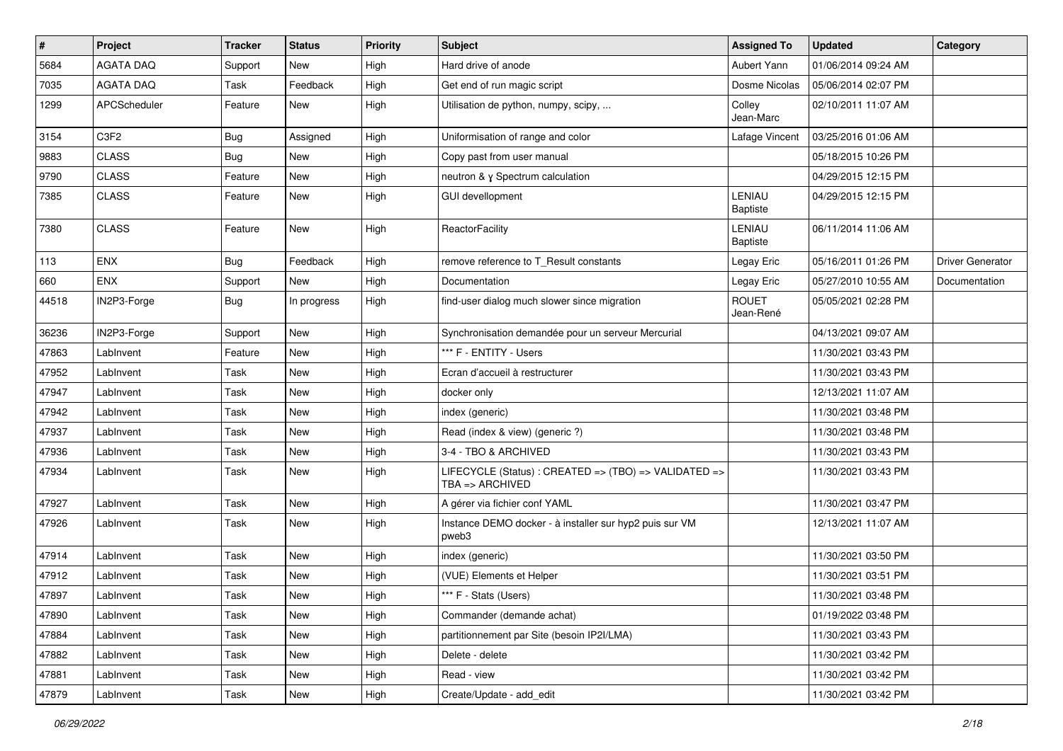| # | Project | Tracker | Status | Priority | Subject | Assigned To | Updated | Category |
|---|---|---|---|---|---|---|---|---|
| 5684 | AGATA DAQ | Support | New | High | Hard drive of anode | Aubert Yann | 01/06/2014 09:24 AM | |
| 7035 | AGATA DAQ | Task | Feedback | High | Get end of run magic script | Dosme Nicolas | 05/06/2014 02:07 PM | |
| 1299 | APCScheduler | Feature | New | High | Utilisation de python, numpy, scipy, ... | Colley Jean-Marc | 02/10/2011 11:07 AM | |
| 3154 | C3F2 | Bug | Assigned | High | Uniformisation of range and color | Lafage Vincent | 03/25/2016 01:06 AM | |
| 9883 | CLASS | Bug | New | High | Copy past from user manual | | 05/18/2015 10:26 PM | |
| 9790 | CLASS | Feature | New | High | neutron & γ Spectrum calculation | | 04/29/2015 12:15 PM | |
| 7385 | CLASS | Feature | New | High | GUI devellopment | LENIAU Baptiste | 04/29/2015 12:15 PM | |
| 7380 | CLASS | Feature | New | High | ReactorFacility | LENIAU Baptiste | 06/11/2014 11:06 AM | |
| 113 | ENX | Bug | Feedback | High | remove reference to T_Result constants | Legay Eric | 05/16/2011 01:26 PM | Driver Generator |
| 660 | ENX | Support | New | High | Documentation | Legay Eric | 05/27/2010 10:55 AM | Documentation |
| 44518 | IN2P3-Forge | Bug | In progress | High | find-user dialog much slower since migration | ROUET Jean-René | 05/05/2021 02:28 PM | |
| 36236 | IN2P3-Forge | Support | New | High | Synchronisation demandée pour un serveur Mercurial | | 04/13/2021 09:07 AM | |
| 47863 | LabInvent | Feature | New | High | *** F - ENTITY - Users | | 11/30/2021 03:43 PM | |
| 47952 | LabInvent | Task | New | High | Ecran d'accueil à restructurer | | 11/30/2021 03:43 PM | |
| 47947 | LabInvent | Task | New | High | docker only | | 12/13/2021 11:07 AM | |
| 47942 | LabInvent | Task | New | High | index (generic) | | 11/30/2021 03:48 PM | |
| 47937 | LabInvent | Task | New | High | Read (index & view) (generic ?) | | 11/30/2021 03:48 PM | |
| 47936 | LabInvent | Task | New | High | 3-4 - TBO & ARCHIVED | | 11/30/2021 03:43 PM | |
| 47934 | LabInvent | Task | New | High | LIFECYCLE (Status) : CREATED => (TBO) => VALIDATED => TBA => ARCHIVED | | 11/30/2021 03:43 PM | |
| 47927 | LabInvent | Task | New | High | A gérer via fichier conf YAML | | 11/30/2021 03:47 PM | |
| 47926 | LabInvent | Task | New | High | Instance DEMO docker - à installer sur hyp2 puis sur VM pweb3 | | 12/13/2021 11:07 AM | |
| 47914 | LabInvent | Task | New | High | index (generic) | | 11/30/2021 03:50 PM | |
| 47912 | LabInvent | Task | New | High | (VUE) Elements et Helper | | 11/30/2021 03:51 PM | |
| 47897 | LabInvent | Task | New | High | *** F - Stats (Users) | | 11/30/2021 03:48 PM | |
| 47890 | LabInvent | Task | New | High | Commander (demande achat) | | 01/19/2022 03:48 PM | |
| 47884 | LabInvent | Task | New | High | partitionnement par Site (besoin IP2I/LMA) | | 11/30/2021 03:43 PM | |
| 47882 | LabInvent | Task | New | High | Delete - delete | | 11/30/2021 03:42 PM | |
| 47881 | LabInvent | Task | New | High | Read - view | | 11/30/2021 03:42 PM | |
| 47879 | LabInvent | Task | New | High | Create/Update - add_edit | | 11/30/2021 03:42 PM | |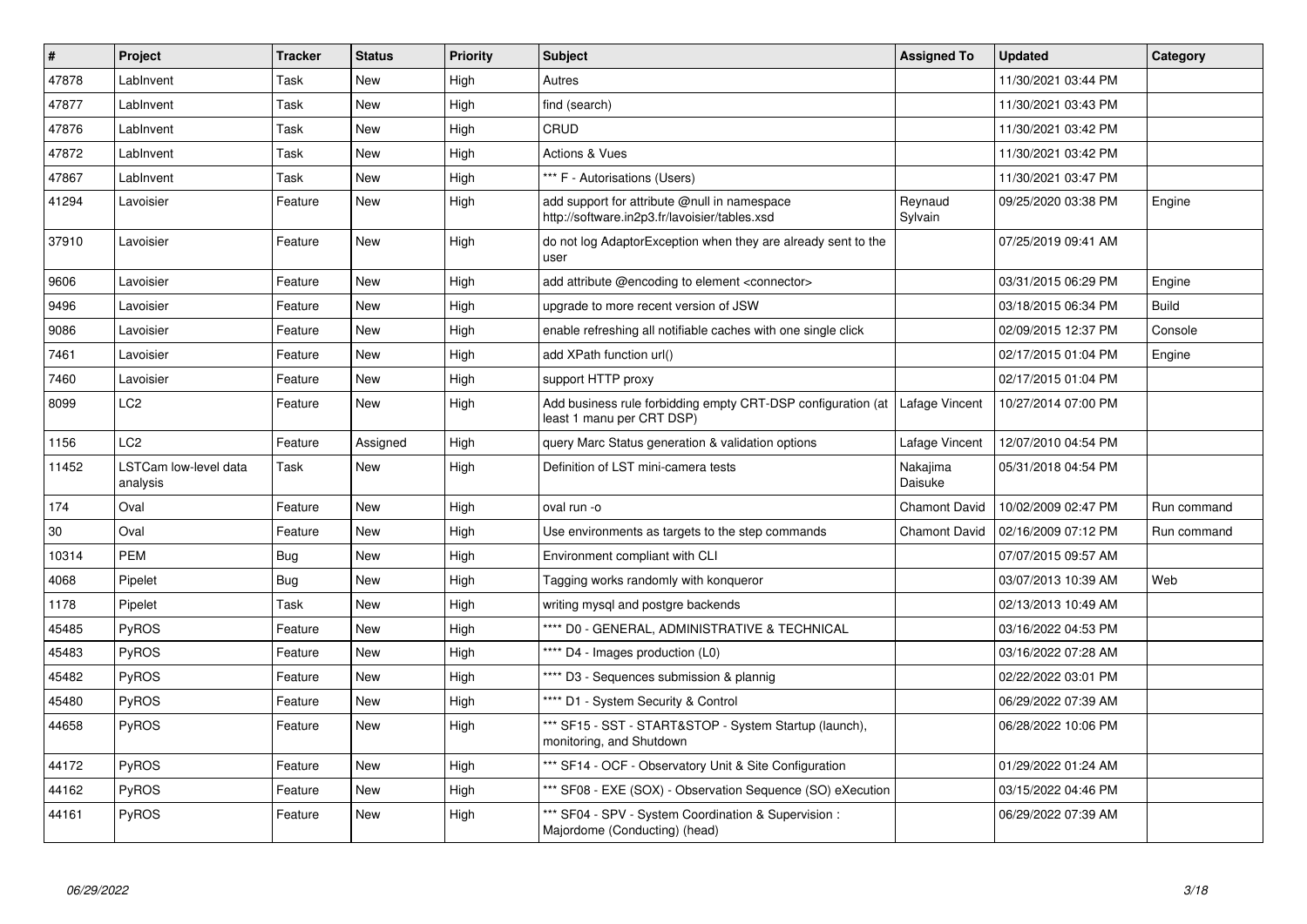| # | Project | Tracker | Status | Priority | Subject | Assigned To | Updated | Category |
|---|---|---|---|---|---|---|---|---|
| 47878 | LabInvent | Task | New | High | Autres | | 11/30/2021 03:44 PM | |
| 47877 | LabInvent | Task | New | High | find (search) | | 11/30/2021 03:43 PM | |
| 47876 | LabInvent | Task | New | High | CRUD | | 11/30/2021 03:42 PM | |
| 47872 | LabInvent | Task | New | High | Actions & Vues | | 11/30/2021 03:42 PM | |
| 47867 | LabInvent | Task | New | High | *** F - Autorisations (Users) | | 11/30/2021 03:47 PM | |
| 41294 | Lavoisier | Feature | New | High | add support for attribute @null in namespace http://software.in2p3.fr/lavoisier/tables.xsd | Reynaud Sylvain | 09/25/2020 03:38 PM | Engine |
| 37910 | Lavoisier | Feature | New | High | do not log AdaptorException when they are already sent to the user | | 07/25/2019 09:41 AM | |
| 9606 | Lavoisier | Feature | New | High | add attribute @encoding to element <connector> | | 03/31/2015 06:29 PM | Engine |
| 9496 | Lavoisier | Feature | New | High | upgrade to more recent version of JSW | | 03/18/2015 06:34 PM | Build |
| 9086 | Lavoisier | Feature | New | High | enable refreshing all notifiable caches with one single click | | 02/09/2015 12:37 PM | Console |
| 7461 | Lavoisier | Feature | New | High | add XPath function url() | | 02/17/2015 01:04 PM | Engine |
| 7460 | Lavoisier | Feature | New | High | support HTTP proxy | | 02/17/2015 01:04 PM | |
| 8099 | LC2 | Feature | New | High | Add business rule forbidding empty CRT-DSP configuration (at least 1 manu per CRT DSP) | Lafage Vincent | 10/27/2014 07:00 PM | |
| 1156 | LC2 | Feature | Assigned | High | query Marc Status generation & validation options | Lafage Vincent | 12/07/2010 04:54 PM | |
| 11452 | LSTCam low-level data analysis | Task | New | High | Definition of LST mini-camera tests | Nakajima Daisuke | 05/31/2018 04:54 PM | |
| 174 | Oval | Feature | New | High | oval run -o | Chamont David | 10/02/2009 02:47 PM | Run command |
| 30 | Oval | Feature | New | High | Use environments as targets to the step commands | Chamont David | 02/16/2009 07:12 PM | Run command |
| 10314 | PEM | Bug | New | High | Environment compliant with CLI | | 07/07/2015 09:57 AM | |
| 4068 | Pipelet | Bug | New | High | Tagging works randomly with konqueror | | 03/07/2013 10:39 AM | Web |
| 1178 | Pipelet | Task | New | High | writing mysql and postgre backends | | 02/13/2013 10:49 AM | |
| 45485 | PyROS | Feature | New | High | **** D0 - GENERAL, ADMINISTRATIVE & TECHNICAL | | 03/16/2022 04:53 PM | |
| 45483 | PyROS | Feature | New | High | **** D4 - Images production (L0) | | 03/16/2022 07:28 AM | |
| 45482 | PyROS | Feature | New | High | **** D3 - Sequences submission & plannig | | 02/22/2022 03:01 PM | |
| 45480 | PyROS | Feature | New | High | **** D1 - System Security & Control | | 06/29/2022 07:39 AM | |
| 44658 | PyROS | Feature | New | High | *** SF15 - SST - START&STOP - System Startup (launch), monitoring, and Shutdown | | 06/28/2022 10:06 PM | |
| 44172 | PyROS | Feature | New | High | *** SF14 - OCF - Observatory Unit & Site Configuration | | 01/29/2022 01:24 AM | |
| 44162 | PyROS | Feature | New | High | *** SF08 - EXE (SOX) - Observation Sequence (SO) eXecution | | 03/15/2022 04:46 PM | |
| 44161 | PyROS | Feature | New | High | *** SF04 - SPV - System Coordination & Supervision : Majordome (Conducting) (head) | | 06/29/2022 07:39 AM | |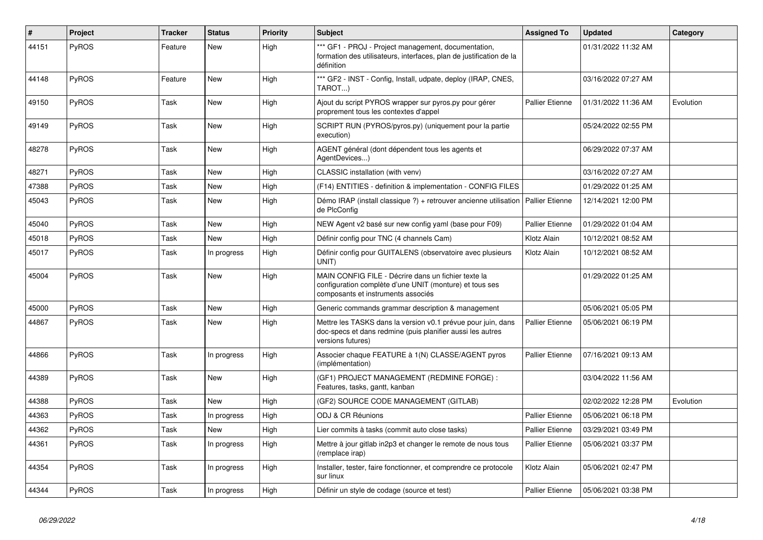| # | Project | Tracker | Status | Priority | Subject | Assigned To | Updated | Category |
|---|---|---|---|---|---|---|---|---|
| 44151 | PyROS | Feature | New | High | *** GF1 - PROJ - Project management, documentation, formation des utilisateurs, interfaces, plan de justification de la définition | | 01/31/2022 11:32 AM | |
| 44148 | PyROS | Feature | New | High | *** GF2 - INST - Config, Install, udpate, deploy (IRAP, CNES, TAROT...) | | 03/16/2022 07:27 AM | |
| 49150 | PyROS | Task | New | High | Ajout du script PYROS wrapper sur pyros.py pour gérer proprement tous les contextes d'appel | Pallier Etienne | 01/31/2022 11:36 AM | Evolution |
| 49149 | PyROS | Task | New | High | SCRIPT RUN (PYROS/pyros.py) (uniquement pour la partie execution) | | 05/24/2022 02:55 PM | |
| 48278 | PyROS | Task | New | High | AGENT général (dont dépendent tous les agents et AgentDevices...) | | 06/29/2022 07:37 AM | |
| 48271 | PyROS | Task | New | High | CLASSIC installation (with venv) | | 03/16/2022 07:27 AM | |
| 47388 | PyROS | Task | New | High | (F14) ENTITIES - definition & implementation - CONFIG FILES | | 01/29/2022 01:25 AM | |
| 45043 | PyROS | Task | New | High | Démo IRAP (install classique ?) + retrouver ancienne utilisation de PlcConfig | Pallier Etienne | 12/14/2021 12:00 PM | |
| 45040 | PyROS | Task | New | High | NEW Agent v2 basé sur new config yaml (base pour F09) | Pallier Etienne | 01/29/2022 01:04 AM | |
| 45018 | PyROS | Task | New | High | Définir config pour TNC (4 channels Cam) | Klotz Alain | 10/12/2021 08:52 AM | |
| 45017 | PyROS | Task | In progress | High | Définir config pour GUITALENS (observatoire avec plusieurs UNIT) | Klotz Alain | 10/12/2021 08:52 AM | |
| 45004 | PyROS | Task | New | High | MAIN CONFIG FILE - Décrire dans un fichier texte la configuration complète d'une UNIT (monture) et tous ses composants et instruments associés | | 01/29/2022 01:25 AM | |
| 45000 | PyROS | Task | New | High | Generic commands grammar description & management | | 05/06/2021 05:05 PM | |
| 44867 | PyROS | Task | New | High | Mettre les TASKS dans la version v0.1 prévue pour juin, dans doc-specs et dans redmine (puis planifier aussi les autres versions futures) | Pallier Etienne | 05/06/2021 06:19 PM | |
| 44866 | PyROS | Task | In progress | High | Associer chaque FEATURE à 1(N) CLASSE/AGENT pyros (implémentation) | Pallier Etienne | 07/16/2021 09:13 AM | |
| 44389 | PyROS | Task | New | High | (GF1) PROJECT MANAGEMENT (REDMINE FORGE) : Features, tasks, gantt, kanban | | 03/04/2022 11:56 AM | |
| 44388 | PyROS | Task | New | High | (GF2) SOURCE CODE MANAGEMENT (GITLAB) | | 02/02/2022 12:28 PM | Evolution |
| 44363 | PyROS | Task | In progress | High | ODJ & CR Réunions | Pallier Etienne | 05/06/2021 06:18 PM | |
| 44362 | PyROS | Task | New | High | Lier commits à tasks (commit auto close tasks) | Pallier Etienne | 03/29/2021 03:49 PM | |
| 44361 | PyROS | Task | In progress | High | Mettre à jour gitlab in2p3 et changer le remote de nous tous (remplace irap) | Pallier Etienne | 05/06/2021 03:37 PM | |
| 44354 | PyROS | Task | In progress | High | Installer, tester, faire fonctionner, et comprendre ce protocole sur linux | Klotz Alain | 05/06/2021 02:47 PM | |
| 44344 | PyROS | Task | In progress | High | Définir un style de codage (source et test) | Pallier Etienne | 05/06/2021 03:38 PM | |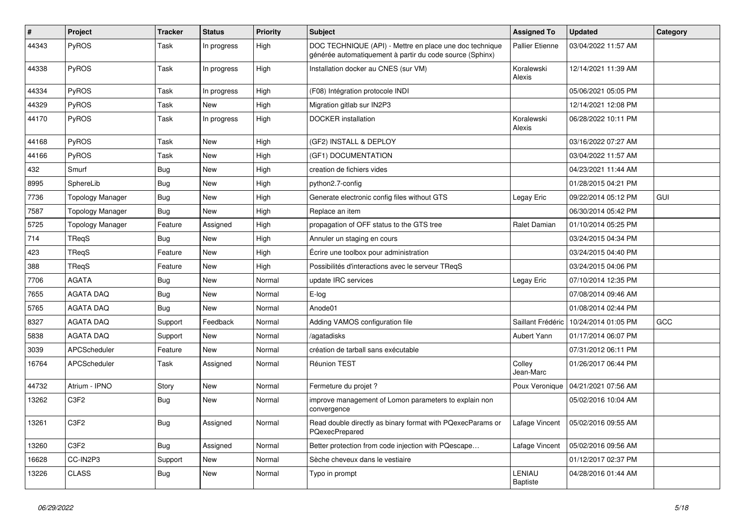| # | Project | Tracker | Status | Priority | Subject | Assigned To | Updated | Category |
|---|---|---|---|---|---|---|---|---|
| 44343 | PyROS | Task | In progress | High | DOC TECHNIQUE (API) - Mettre en place une doc technique générée automatiquement à partir du code source (Sphinx) | Pallier Etienne | 03/04/2022 11:57 AM | |
| 44338 | PyROS | Task | In progress | High | Installation docker au CNES (sur VM) | Koralewski Alexis | 12/14/2021 11:39 AM | |
| 44334 | PyROS | Task | In progress | High | (F08) Intégration protocole INDI | | 05/06/2021 05:05 PM | |
| 44329 | PyROS | Task | New | High | Migration gitlab sur IN2P3 | | 12/14/2021 12:08 PM | |
| 44170 | PyROS | Task | In progress | High | DOCKER installation | Koralewski Alexis | 06/28/2022 10:11 PM | |
| 44168 | PyROS | Task | New | High | (GF2) INSTALL & DEPLOY | | 03/16/2022 07:27 AM | |
| 44166 | PyROS | Task | New | High | (GF1) DOCUMENTATION | | 03/04/2022 11:57 AM | |
| 432 | Smurf | Bug | New | High | creation de fichiers vides | | 04/23/2021 11:44 AM | |
| 8995 | SphereLib | Bug | New | High | python2.7-config | | 01/28/2015 04:21 PM | |
| 7736 | Topology Manager | Bug | New | High | Generate electronic config files without GTS | Legay Eric | 09/22/2014 05:12 PM | GUI |
| 7587 | Topology Manager | Bug | New | High | Replace an item | | 06/30/2014 05:42 PM | |
| 5725 | Topology Manager | Feature | Assigned | High | propagation of OFF status to the GTS tree | Ralet Damian | 01/10/2014 05:25 PM | |
| 714 | TReqS | Bug | New | High | Annuler un staging en cours | | 03/24/2015 04:34 PM | |
| 423 | TReqS | Feature | New | High | Écrire une toolbox pour administration | | 03/24/2015 04:40 PM | |
| 388 | TReqS | Feature | New | High | Possibilités d'interactions avec le serveur TReqS | | 03/24/2015 04:06 PM | |
| 7706 | AGATA | Bug | New | Normal | update IRC services | Legay Eric | 07/10/2014 12:35 PM | |
| 7655 | AGATA DAQ | Bug | New | Normal | E-log | | 07/08/2014 09:46 AM | |
| 5765 | AGATA DAQ | Bug | New | Normal | Anode01 | | 01/08/2014 02:44 PM | |
| 8327 | AGATA DAQ | Support | Feedback | Normal | Adding VAMOS configuration file | Saillant Frédéric | 10/24/2014 01:05 PM | GCC |
| 5838 | AGATA DAQ | Support | New | Normal | /agatadisks | Aubert Yann | 01/17/2014 06:07 PM | |
| 3039 | APCScheduler | Feature | New | Normal | création de tarball sans exécutable | | 07/31/2012 06:11 PM | |
| 16764 | APCScheduler | Task | Assigned | Normal | Réunion TEST | Colley Jean-Marc | 01/26/2017 06:44 PM | |
| 44732 | Atrium - IPNO | Story | New | Normal | Fermeture du projet ? | Poux Veronique | 04/21/2021 07:56 AM | |
| 13262 | C3F2 | Bug | New | Normal | improve management of Lomon parameters to explain non convergence | | 05/02/2016 10:04 AM | |
| 13261 | C3F2 | Bug | Assigned | Normal | Read double directly as binary format with PQexecParams or PQexecPrepared | Lafage Vincent | 05/02/2016 09:55 AM | |
| 13260 | C3F2 | Bug | Assigned | Normal | Better protection from code injection with PQescape… | Lafage Vincent | 05/02/2016 09:56 AM | |
| 16628 | CC-IN2P3 | Support | New | Normal | Sèche cheveux dans le vestiaire | | 01/12/2017 02:37 PM | |
| 13226 | CLASS | Bug | New | Normal | Typo in prompt | LENIAU Baptiste | 04/28/2016 01:44 AM | |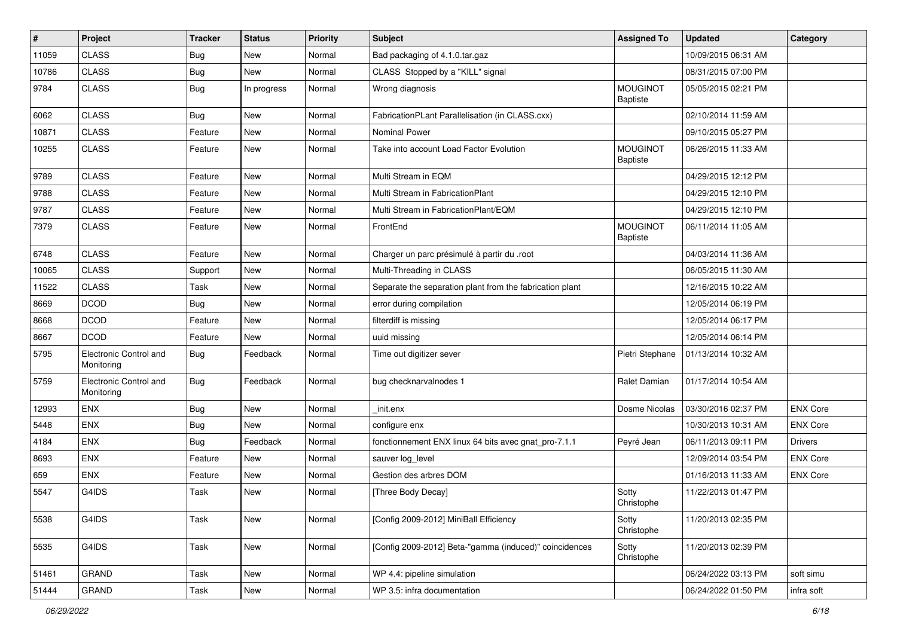| # | Project | Tracker | Status | Priority | Subject | Assigned To | Updated | Category |
|---|---|---|---|---|---|---|---|---|
| 11059 | CLASS | Bug | New | Normal | Bad packaging of 4.1.0.tar.gaz | | 10/09/2015 06:31 AM | |
| 10786 | CLASS | Bug | New | Normal | CLASS Stopped by a "KILL" signal | | 08/31/2015 07:00 PM | |
| 9784 | CLASS | Bug | In progress | Normal | Wrong diagnosis | MOUGINOT Baptiste | 05/05/2015 02:21 PM | |
| 6062 | CLASS | Bug | New | Normal | FabricationPLant Parallelisation (in CLASS.cxx) | | 02/10/2014 11:59 AM | |
| 10871 | CLASS | Feature | New | Normal | Nominal Power | | 09/10/2015 05:27 PM | |
| 10255 | CLASS | Feature | New | Normal | Take into account Load Factor Evolution | MOUGINOT Baptiste | 06/26/2015 11:33 AM | |
| 9789 | CLASS | Feature | New | Normal | Multi Stream in EQM | | 04/29/2015 12:12 PM | |
| 9788 | CLASS | Feature | New | Normal | Multi Stream in FabricationPlant | | 04/29/2015 12:10 PM | |
| 9787 | CLASS | Feature | New | Normal | Multi Stream in FabricationPlant/EQM | | 04/29/2015 12:10 PM | |
| 7379 | CLASS | Feature | New | Normal | FrontEnd | MOUGINOT Baptiste | 06/11/2014 11:05 AM | |
| 6748 | CLASS | Feature | New | Normal | Charger un parc présimulé à partir du .root | | 04/03/2014 11:36 AM | |
| 10065 | CLASS | Support | New | Normal | Multi-Threading in CLASS | | 06/05/2015 11:30 AM | |
| 11522 | CLASS | Task | New | Normal | Separate the separation plant from the fabrication plant | | 12/16/2015 10:22 AM | |
| 8669 | DCOD | Bug | New | Normal | error during compilation | | 12/05/2014 06:19 PM | |
| 8668 | DCOD | Feature | New | Normal | filterdiff is missing | | 12/05/2014 06:17 PM | |
| 8667 | DCOD | Feature | New | Normal | uuid missing | | 12/05/2014 06:14 PM | |
| 5795 | Electronic Control and Monitoring | Bug | Feedback | Normal | Time out digitizer sever | Pietri Stephane | 01/13/2014 10:32 AM | |
| 5759 | Electronic Control and Monitoring | Bug | Feedback | Normal | bug checknarvalnodes 1 | Ralet Damian | 01/17/2014 10:54 AM | |
| 12993 | ENX | Bug | New | Normal | _init.enx | Dosme Nicolas | 03/30/2016 02:37 PM | ENX Core |
| 5448 | ENX | Bug | New | Normal | configure enx | | 10/30/2013 10:31 AM | ENX Core |
| 4184 | ENX | Bug | Feedback | Normal | fonctionnement ENX linux 64 bits avec gnat_pro-7.1.1 | Peyré Jean | 06/11/2013 09:11 PM | Drivers |
| 8693 | ENX | Feature | New | Normal | sauver log_level | | 12/09/2014 03:54 PM | ENX Core |
| 659 | ENX | Feature | New | Normal | Gestion des arbres DOM | | 01/16/2013 11:33 AM | ENX Core |
| 5547 | G4IDS | Task | New | Normal | [Three Body Decay] | Sotty Christophe | 11/22/2013 01:47 PM | |
| 5538 | G4IDS | Task | New | Normal | [Config 2009-2012] MiniBall Efficiency | Sotty Christophe | 11/20/2013 02:35 PM | |
| 5535 | G4IDS | Task | New | Normal | [Config 2009-2012] Beta-"gamma (induced)" coincidences | Sotty Christophe | 11/20/2013 02:39 PM | |
| 51461 | GRAND | Task | New | Normal | WP 4.4: pipeline simulation | | 06/24/2022 03:13 PM | soft simu |
| 51444 | GRAND | Task | New | Normal | WP 3.5: infra documentation | | 06/24/2022 01:50 PM | infra soft |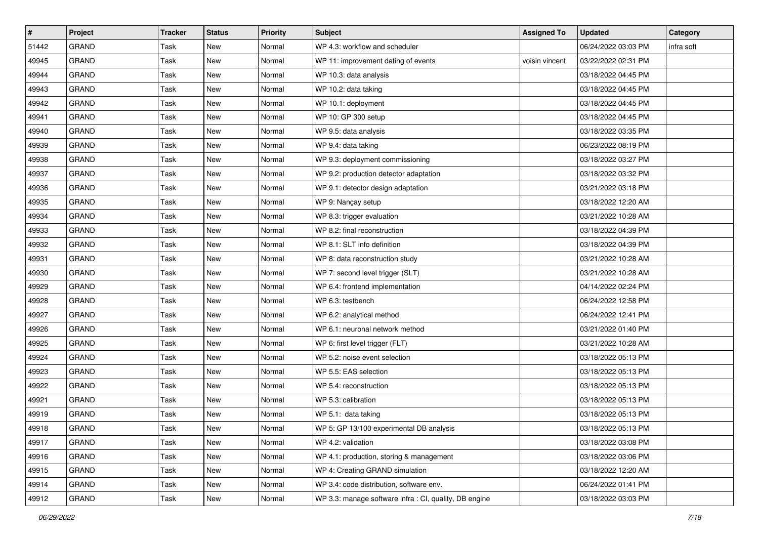| # | Project | Tracker | Status | Priority | Subject | Assigned To | Updated | Category |
|---|---|---|---|---|---|---|---|---|
| 51442 | GRAND | Task | New | Normal | WP 4.3: workflow and scheduler | | 06/24/2022 03:03 PM | infra soft |
| 49945 | GRAND | Task | New | Normal | WP 11: improvement dating of events | voisin vincent | 03/22/2022 02:31 PM | |
| 49944 | GRAND | Task | New | Normal | WP 10.3: data analysis | | 03/18/2022 04:45 PM | |
| 49943 | GRAND | Task | New | Normal | WP 10.2: data taking | | 03/18/2022 04:45 PM | |
| 49942 | GRAND | Task | New | Normal | WP 10.1: deployment | | 03/18/2022 04:45 PM | |
| 49941 | GRAND | Task | New | Normal | WP 10: GP 300 setup | | 03/18/2022 04:45 PM | |
| 49940 | GRAND | Task | New | Normal | WP 9.5: data analysis | | 03/18/2022 03:35 PM | |
| 49939 | GRAND | Task | New | Normal | WP 9.4: data taking | | 06/23/2022 08:19 PM | |
| 49938 | GRAND | Task | New | Normal | WP 9.3: deployment commissioning | | 03/18/2022 03:27 PM | |
| 49937 | GRAND | Task | New | Normal | WP 9.2: production detector adaptation | | 03/18/2022 03:32 PM | |
| 49936 | GRAND | Task | New | Normal | WP 9.1: detector design adaptation | | 03/21/2022 03:18 PM | |
| 49935 | GRAND | Task | New | Normal | WP 9: Nançay setup | | 03/18/2022 12:20 AM | |
| 49934 | GRAND | Task | New | Normal | WP 8.3: trigger evaluation | | 03/21/2022 10:28 AM | |
| 49933 | GRAND | Task | New | Normal | WP 8.2: final reconstruction | | 03/18/2022 04:39 PM | |
| 49932 | GRAND | Task | New | Normal | WP 8.1: SLT info definition | | 03/18/2022 04:39 PM | |
| 49931 | GRAND | Task | New | Normal | WP 8: data reconstruction study | | 03/21/2022 10:28 AM | |
| 49930 | GRAND | Task | New | Normal | WP 7: second level trigger (SLT) | | 03/21/2022 10:28 AM | |
| 49929 | GRAND | Task | New | Normal | WP 6.4: frontend implementation | | 04/14/2022 02:24 PM | |
| 49928 | GRAND | Task | New | Normal | WP 6.3: testbench | | 06/24/2022 12:58 PM | |
| 49927 | GRAND | Task | New | Normal | WP 6.2: analytical method | | 06/24/2022 12:41 PM | |
| 49926 | GRAND | Task | New | Normal | WP 6.1: neuronal network method | | 03/21/2022 01:40 PM | |
| 49925 | GRAND | Task | New | Normal | WP 6: first level trigger (FLT) | | 03/21/2022 10:28 AM | |
| 49924 | GRAND | Task | New | Normal | WP 5.2: noise event selection | | 03/18/2022 05:13 PM | |
| 49923 | GRAND | Task | New | Normal | WP 5.5: EAS selection | | 03/18/2022 05:13 PM | |
| 49922 | GRAND | Task | New | Normal | WP 5.4: reconstruction | | 03/18/2022 05:13 PM | |
| 49921 | GRAND | Task | New | Normal | WP 5.3: calibration | | 03/18/2022 05:13 PM | |
| 49919 | GRAND | Task | New | Normal | WP 5.1: data taking | | 03/18/2022 05:13 PM | |
| 49918 | GRAND | Task | New | Normal | WP 5: GP 13/100 experimental DB analysis | | 03/18/2022 05:13 PM | |
| 49917 | GRAND | Task | New | Normal | WP 4.2: validation | | 03/18/2022 03:08 PM | |
| 49916 | GRAND | Task | New | Normal | WP 4.1: production, storing & management | | 03/18/2022 03:06 PM | |
| 49915 | GRAND | Task | New | Normal | WP 4: Creating GRAND simulation | | 03/18/2022 12:20 AM | |
| 49914 | GRAND | Task | New | Normal | WP 3.4: code distribution, software env. | | 06/24/2022 01:41 PM | |
| 49912 | GRAND | Task | New | Normal | WP 3.3: manage software infra : CI, quality, DB engine | | 03/18/2022 03:03 PM | |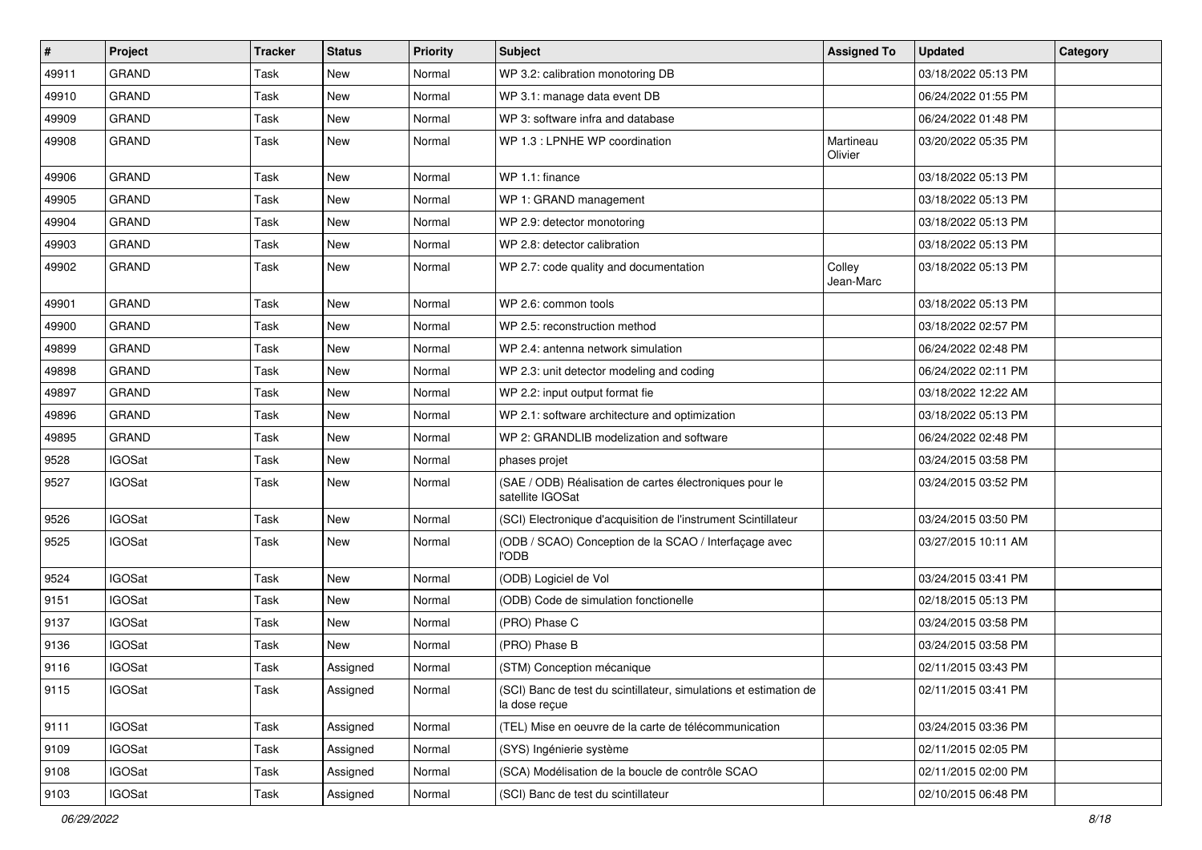| # | Project | Tracker | Status | Priority | Subject | Assigned To | Updated | Category |
|---|---|---|---|---|---|---|---|---|
| 49911 | GRAND | Task | New | Normal | WP 3.2: calibration monotoring DB | | 03/18/2022 05:13 PM | |
| 49910 | GRAND | Task | New | Normal | WP 3.1: manage data event DB | | 06/24/2022 01:55 PM | |
| 49909 | GRAND | Task | New | Normal | WP 3: software infra and database | | 06/24/2022 01:48 PM | |
| 49908 | GRAND | Task | New | Normal | WP 1.3 : LPNHE WP coordination | Martineau Olivier | 03/20/2022 05:35 PM | |
| 49906 | GRAND | Task | New | Normal | WP 1.1: finance | | 03/18/2022 05:13 PM | |
| 49905 | GRAND | Task | New | Normal | WP 1: GRAND management | | 03/18/2022 05:13 PM | |
| 49904 | GRAND | Task | New | Normal | WP 2.9: detector monotoring | | 03/18/2022 05:13 PM | |
| 49903 | GRAND | Task | New | Normal | WP 2.8: detector calibration | | 03/18/2022 05:13 PM | |
| 49902 | GRAND | Task | New | Normal | WP 2.7: code quality and documentation | Colley Jean-Marc | 03/18/2022 05:13 PM | |
| 49901 | GRAND | Task | New | Normal | WP 2.6: common tools | | 03/18/2022 05:13 PM | |
| 49900 | GRAND | Task | New | Normal | WP 2.5: reconstruction method | | 03/18/2022 02:57 PM | |
| 49899 | GRAND | Task | New | Normal | WP 2.4: antenna network simulation | | 06/24/2022 02:48 PM | |
| 49898 | GRAND | Task | New | Normal | WP 2.3: unit detector modeling and coding | | 06/24/2022 02:11 PM | |
| 49897 | GRAND | Task | New | Normal | WP 2.2: input output format fie | | 03/18/2022 12:22 AM | |
| 49896 | GRAND | Task | New | Normal | WP 2.1: software architecture and optimization | | 03/18/2022 05:13 PM | |
| 49895 | GRAND | Task | New | Normal | WP 2: GRANDLIB modelization and software | | 06/24/2022 02:48 PM | |
| 9528 | IGOSat | Task | New | Normal | phases projet | | 03/24/2015 03:58 PM | |
| 9527 | IGOSat | Task | New | Normal | (SAE / ODB) Réalisation de cartes électroniques pour le satellite IGOSat | | 03/24/2015 03:52 PM | |
| 9526 | IGOSat | Task | New | Normal | (SCI) Electronique d'acquisition de l'instrument Scintillateur | | 03/24/2015 03:50 PM | |
| 9525 | IGOSat | Task | New | Normal | (ODB / SCAO) Conception de la SCAO / Interfaçage avec l'ODB | | 03/27/2015 10:11 AM | |
| 9524 | IGOSat | Task | New | Normal | (ODB) Logiciel de Vol | | 03/24/2015 03:41 PM | |
| 9151 | IGOSat | Task | New | Normal | (ODB) Code de simulation fonctionelle | | 02/18/2015 05:13 PM | |
| 9137 | IGOSat | Task | New | Normal | (PRO) Phase C | | 03/24/2015 03:58 PM | |
| 9136 | IGOSat | Task | New | Normal | (PRO) Phase B | | 03/24/2015 03:58 PM | |
| 9116 | IGOSat | Task | Assigned | Normal | (STM) Conception mécanique | | 02/11/2015 03:43 PM | |
| 9115 | IGOSat | Task | Assigned | Normal | (SCI) Banc de test du scintillateur, simulations et estimation de la dose reçue | | 02/11/2015 03:41 PM | |
| 9111 | IGOSat | Task | Assigned | Normal | (TEL) Mise en oeuvre de la carte de télécommunication | | 03/24/2015 03:36 PM | |
| 9109 | IGOSat | Task | Assigned | Normal | (SYS) Ingénierie système | | 02/11/2015 02:05 PM | |
| 9108 | IGOSat | Task | Assigned | Normal | (SCA) Modélisation de la boucle de contrôle SCAO | | 02/11/2015 02:00 PM | |
| 9103 | IGOSat | Task | Assigned | Normal | (SCI) Banc de test du scintillateur | | 02/10/2015 06:48 PM | |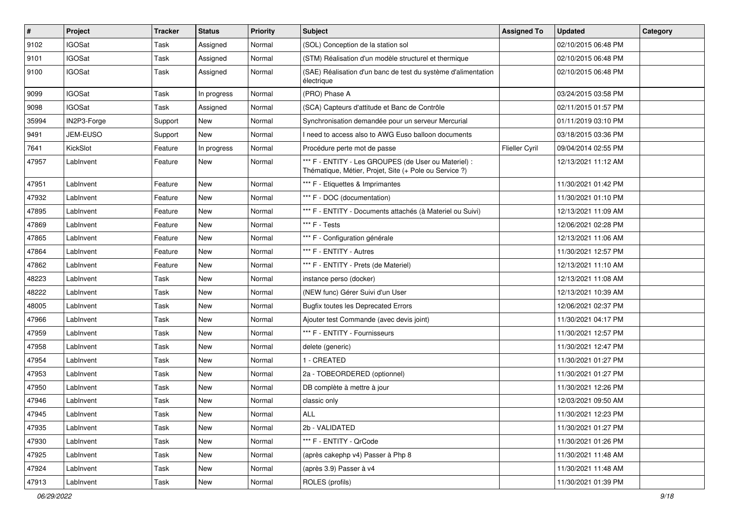| # | Project | Tracker | Status | Priority | Subject | Assigned To | Updated | Category |
|---|---|---|---|---|---|---|---|---|
| 9102 | IGOSat | Task | Assigned | Normal | (SOL) Conception de la station sol | | 02/10/2015 06:48 PM | |
| 9101 | IGOSat | Task | Assigned | Normal | (STM) Réalisation d'un modèle structurel et thermique | | 02/10/2015 06:48 PM | |
| 9100 | IGOSat | Task | Assigned | Normal | (SAE) Réalisation d'un banc de test du système d'alimentation électrique | | 02/10/2015 06:48 PM | |
| 9099 | IGOSat | Task | In progress | Normal | (PRO) Phase A | | 03/24/2015 03:58 PM | |
| 9098 | IGOSat | Task | Assigned | Normal | (SCA) Capteurs d'attitude et Banc de Contrôle | | 02/11/2015 01:57 PM | |
| 35994 | IN2P3-Forge | Support | New | Normal | Synchronisation demandée pour un serveur Mercurial | | 01/11/2019 03:10 PM | |
| 9491 | JEM-EUSO | Support | New | Normal | I need to access also to AWG Euso balloon documents | | 03/18/2015 03:36 PM | |
| 7641 | KickSlot | Feature | In progress | Normal | Procédure perte mot de passe | Flieller Cyril | 09/04/2014 02:55 PM | |
| 47957 | LabInvent | Feature | New | Normal | *** F - ENTITY - Les GROUPES (de User ou Materiel) : Thématique, Métier, Projet, Site (+ Pole ou Service ?) | | 12/13/2021 11:12 AM | |
| 47951 | LabInvent | Feature | New | Normal | *** F - Etiquettes & Imprimantes | | 11/30/2021 01:42 PM | |
| 47932 | LabInvent | Feature | New | Normal | *** F - DOC (documentation) | | 11/30/2021 01:10 PM | |
| 47895 | LabInvent | Feature | New | Normal | *** F - ENTITY - Documents attachés (à Materiel ou Suivi) | | 12/13/2021 11:09 AM | |
| 47869 | LabInvent | Feature | New | Normal | *** F - Tests | | 12/06/2021 02:28 PM | |
| 47865 | LabInvent | Feature | New | Normal | *** F - Configuration générale | | 12/13/2021 11:06 AM | |
| 47864 | LabInvent | Feature | New | Normal | *** F - ENTITY - Autres | | 11/30/2021 12:57 PM | |
| 47862 | LabInvent | Feature | New | Normal | *** F - ENTITY - Prets (de Materiel) | | 12/13/2021 11:10 AM | |
| 48223 | LabInvent | Task | New | Normal | instance perso (docker) | | 12/13/2021 11:08 AM | |
| 48222 | LabInvent | Task | New | Normal | (NEW func) Gérer Suivi d'un User | | 12/13/2021 10:39 AM | |
| 48005 | LabInvent | Task | New | Normal | Bugfix toutes les Deprecated Errors | | 12/06/2021 02:37 PM | |
| 47966 | LabInvent | Task | New | Normal | Ajouter test Commande (avec devis joint) | | 11/30/2021 04:17 PM | |
| 47959 | LabInvent | Task | New | Normal | *** F - ENTITY - Fournisseurs | | 11/30/2021 12:57 PM | |
| 47958 | LabInvent | Task | New | Normal | delete (generic) | | 11/30/2021 12:47 PM | |
| 47954 | LabInvent | Task | New | Normal | 1 - CREATED | | 11/30/2021 01:27 PM | |
| 47953 | LabInvent | Task | New | Normal | 2a - TOBEORDERED (optionnel) | | 11/30/2021 01:27 PM | |
| 47950 | LabInvent | Task | New | Normal | DB complète à mettre à jour | | 11/30/2021 12:26 PM | |
| 47946 | LabInvent | Task | New | Normal | classic only | | 12/03/2021 09:50 AM | |
| 47945 | LabInvent | Task | New | Normal | ALL | | 11/30/2021 12:23 PM | |
| 47935 | LabInvent | Task | New | Normal | 2b - VALIDATED | | 11/30/2021 01:27 PM | |
| 47930 | LabInvent | Task | New | Normal | *** F - ENTITY - QrCode | | 11/30/2021 01:26 PM | |
| 47925 | LabInvent | Task | New | Normal | (après cakephp v4) Passer à Php 8 | | 11/30/2021 11:48 AM | |
| 47924 | LabInvent | Task | New | Normal | (après 3.9) Passer à v4 | | 11/30/2021 11:48 AM | |
| 47913 | LabInvent | Task | New | Normal | ROLES (profils) | | 11/30/2021 01:39 PM | |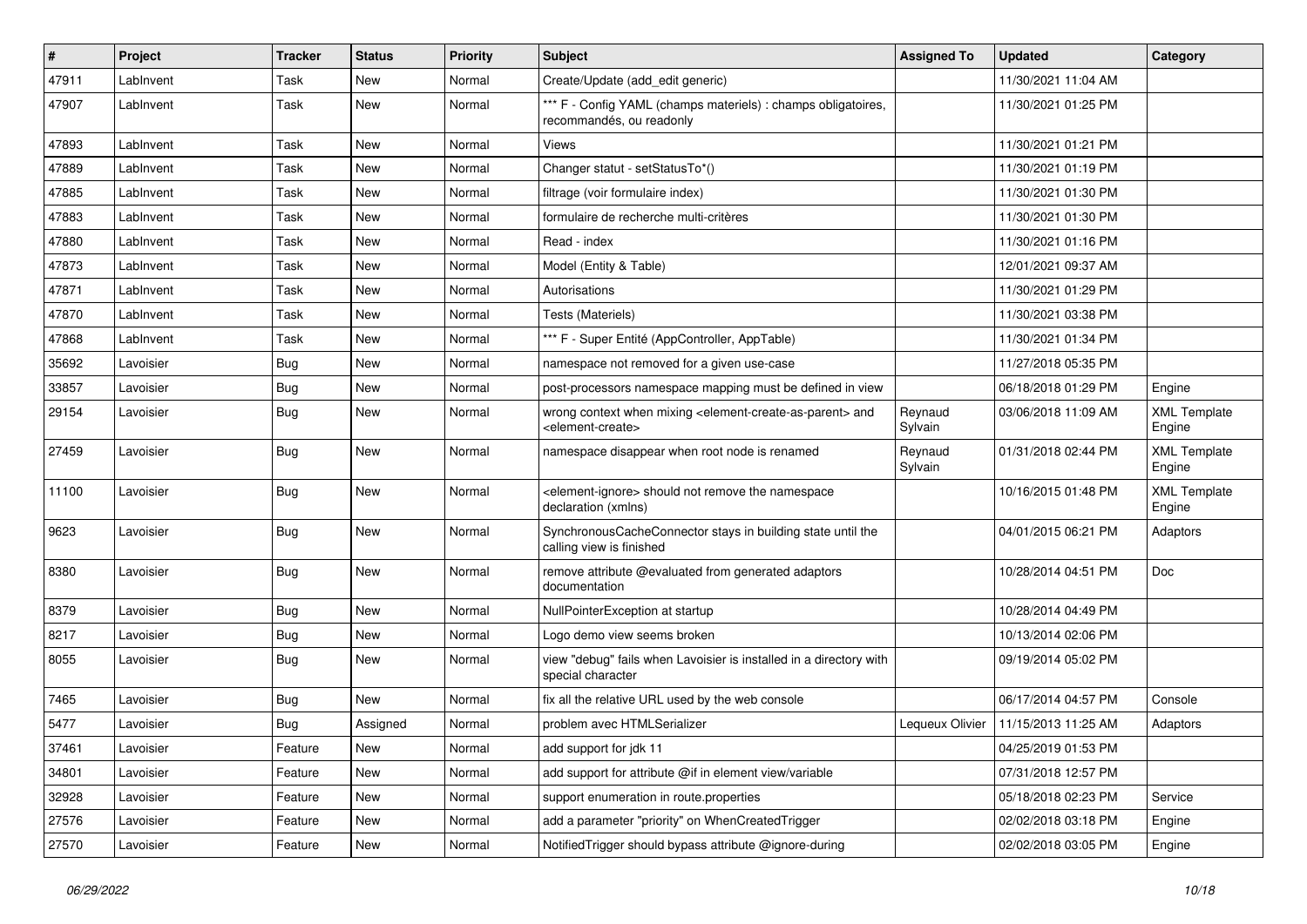| # | Project | Tracker | Status | Priority | Subject | Assigned To | Updated | Category |
|---|---|---|---|---|---|---|---|---|
| 47911 | LabInvent | Task | New | Normal | Create/Update (add_edit generic) | | 11/30/2021 11:04 AM | |
| 47907 | LabInvent | Task | New | Normal | *** F - Config YAML (champs materiels) : champs obligatoires, recommandés, ou readonly | | 11/30/2021 01:25 PM | |
| 47893 | LabInvent | Task | New | Normal | Views | | 11/30/2021 01:21 PM | |
| 47889 | LabInvent | Task | New | Normal | Changer statut - setStatusTo*() | | 11/30/2021 01:19 PM | |
| 47885 | LabInvent | Task | New | Normal | filtrage (voir formulaire index) | | 11/30/2021 01:30 PM | |
| 47883 | LabInvent | Task | New | Normal | formulaire de recherche multi-critères | | 11/30/2021 01:30 PM | |
| 47880 | LabInvent | Task | New | Normal | Read - index | | 11/30/2021 01:16 PM | |
| 47873 | LabInvent | Task | New | Normal | Model (Entity & Table) | | 12/01/2021 09:37 AM | |
| 47871 | LabInvent | Task | New | Normal | Autorisations | | 11/30/2021 01:29 PM | |
| 47870 | LabInvent | Task | New | Normal | Tests (Materiels) | | 11/30/2021 03:38 PM | |
| 47868 | LabInvent | Task | New | Normal | *** F - Super Entité (AppController, AppTable) | | 11/30/2021 01:34 PM | |
| 35692 | Lavoisier | Bug | New | Normal | namespace not removed for a given use-case | | 11/27/2018 05:35 PM | |
| 33857 | Lavoisier | Bug | New | Normal | post-processors namespace mapping must be defined in view | | 06/18/2018 01:29 PM | Engine |
| 29154 | Lavoisier | Bug | New | Normal | wrong context when mixing <element-create-as-parent> and <element-create> | Reynaud Sylvain | 03/06/2018 11:09 AM | XML Template Engine |
| 27459 | Lavoisier | Bug | New | Normal | namespace disappear when root node is renamed | Reynaud Sylvain | 01/31/2018 02:44 PM | XML Template Engine |
| 11100 | Lavoisier | Bug | New | Normal | <element-ignore> should not remove the namespace declaration (xmlns) | | 10/16/2015 01:48 PM | XML Template Engine |
| 9623 | Lavoisier | Bug | New | Normal | SynchronousCacheConnector stays in building state until the calling view is finished | | 04/01/2015 06:21 PM | Adaptors |
| 8380 | Lavoisier | Bug | New | Normal | remove attribute @evaluated from generated adaptors documentation | | 10/28/2014 04:51 PM | Doc |
| 8379 | Lavoisier | Bug | New | Normal | NullPointerException at startup | | 10/28/2014 04:49 PM | |
| 8217 | Lavoisier | Bug | New | Normal | Logo demo view seems broken | | 10/13/2014 02:06 PM | |
| 8055 | Lavoisier | Bug | New | Normal | view "debug" fails when Lavoisier is installed in a directory with special character | | 09/19/2014 05:02 PM | |
| 7465 | Lavoisier | Bug | New | Normal | fix all the relative URL used by the web console | | 06/17/2014 04:57 PM | Console |
| 5477 | Lavoisier | Bug | Assigned | Normal | problem avec HTMLSerializer | Lequeux Olivier | 11/15/2013 11:25 AM | Adaptors |
| 37461 | Lavoisier | Feature | New | Normal | add support for jdk 11 | | 04/25/2019 01:53 PM | |
| 34801 | Lavoisier | Feature | New | Normal | add support for attribute @if in element view/variable | | 07/31/2018 12:57 PM | |
| 32928 | Lavoisier | Feature | New | Normal | support enumeration in route.properties | | 05/18/2018 02:23 PM | Service |
| 27576 | Lavoisier | Feature | New | Normal | add a parameter "priority" on WhenCreatedTrigger | | 02/02/2018 03:18 PM | Engine |
| 27570 | Lavoisier | Feature | New | Normal | NotifiedTrigger should bypass attribute @ignore-during | | 02/02/2018 03:05 PM | Engine |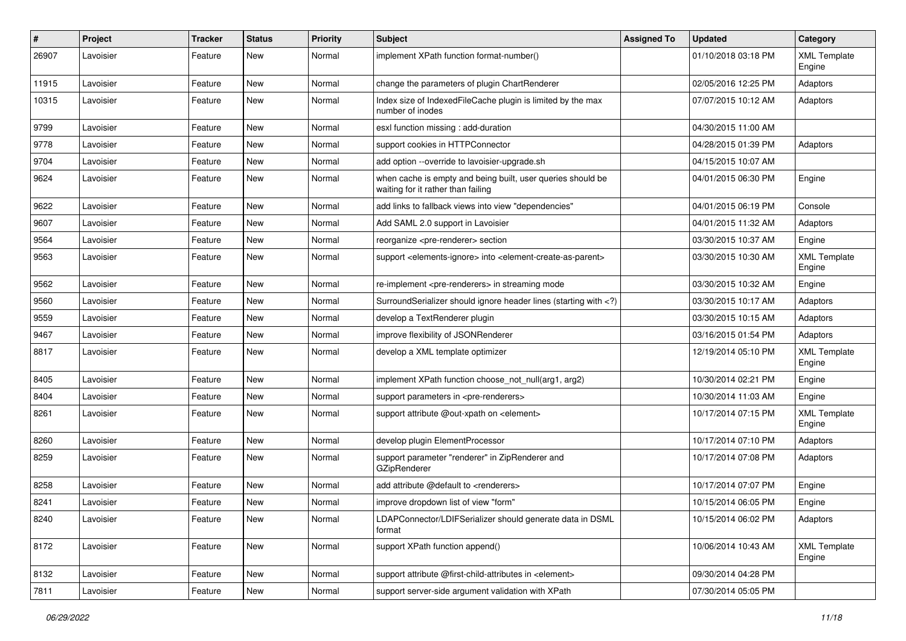| # | Project | Tracker | Status | Priority | Subject | Assigned To | Updated | Category |
|---|---|---|---|---|---|---|---|---|
| 26907 | Lavoisier | Feature | New | Normal | implement XPath function format-number() | | 01/10/2018 03:18 PM | XML Template Engine |
| 11915 | Lavoisier | Feature | New | Normal | change the parameters of plugin ChartRenderer | | 02/05/2016 12:25 PM | Adaptors |
| 10315 | Lavoisier | Feature | New | Normal | Index size of IndexedFileCache plugin is limited by the max number of inodes | | 07/07/2015 10:12 AM | Adaptors |
| 9799 | Lavoisier | Feature | New | Normal | esxl function missing : add-duration | | 04/30/2015 11:00 AM | |
| 9778 | Lavoisier | Feature | New | Normal | support cookies in HTTPConnector | | 04/28/2015 01:39 PM | Adaptors |
| 9704 | Lavoisier | Feature | New | Normal | add option --override to lavoisier-upgrade.sh | | 04/15/2015 10:07 AM | |
| 9624 | Lavoisier | Feature | New | Normal | when cache is empty and being built, user queries should be waiting for it rather than failing | | 04/01/2015 06:30 PM | Engine |
| 9622 | Lavoisier | Feature | New | Normal | add links to fallback views into view "dependencies" | | 04/01/2015 06:19 PM | Console |
| 9607 | Lavoisier | Feature | New | Normal | Add SAML 2.0 support in Lavoisier | | 04/01/2015 11:32 AM | Adaptors |
| 9564 | Lavoisier | Feature | New | Normal | reorganize <pre-renderer> section | | 03/30/2015 10:37 AM | Engine |
| 9563 | Lavoisier | Feature | New | Normal | support <elements-ignore> into <element-create-as-parent> | | 03/30/2015 10:30 AM | XML Template Engine |
| 9562 | Lavoisier | Feature | New | Normal | re-implement <pre-renderers> in streaming mode | | 03/30/2015 10:32 AM | Engine |
| 9560 | Lavoisier | Feature | New | Normal | SurroundSerializer should ignore header lines (starting with <?) | | 03/30/2015 10:17 AM | Adaptors |
| 9559 | Lavoisier | Feature | New | Normal | develop a TextRenderer plugin | | 03/30/2015 10:15 AM | Adaptors |
| 9467 | Lavoisier | Feature | New | Normal | improve flexibility of JSONRenderer | | 03/16/2015 01:54 PM | Adaptors |
| 8817 | Lavoisier | Feature | New | Normal | develop a XML template optimizer | | 12/19/2014 05:10 PM | XML Template Engine |
| 8405 | Lavoisier | Feature | New | Normal | implement XPath function choose_not_null(arg1, arg2) | | 10/30/2014 02:21 PM | Engine |
| 8404 | Lavoisier | Feature | New | Normal | support parameters in <pre-renderers> | | 10/30/2014 11:03 AM | Engine |
| 8261 | Lavoisier | Feature | New | Normal | support attribute @out-xpath on <element> | | 10/17/2014 07:15 PM | XML Template Engine |
| 8260 | Lavoisier | Feature | New | Normal | develop plugin ElementProcessor | | 10/17/2014 07:10 PM | Adaptors |
| 8259 | Lavoisier | Feature | New | Normal | support parameter "renderer" in ZipRenderer and GZipRenderer | | 10/17/2014 07:08 PM | Adaptors |
| 8258 | Lavoisier | Feature | New | Normal | add attribute @default to <renderers> | | 10/17/2014 07:07 PM | Engine |
| 8241 | Lavoisier | Feature | New | Normal | improve dropdown list of view "form" | | 10/15/2014 06:05 PM | Engine |
| 8240 | Lavoisier | Feature | New | Normal | LDAPConnector/LDIFSerializer should generate data in DSML format | | 10/15/2014 06:02 PM | Adaptors |
| 8172 | Lavoisier | Feature | New | Normal | support XPath function append() | | 10/06/2014 10:43 AM | XML Template Engine |
| 8132 | Lavoisier | Feature | New | Normal | support attribute @first-child-attributes in <element> | | 09/30/2014 04:28 PM | |
| 7811 | Lavoisier | Feature | New | Normal | support server-side argument validation with XPath | | 07/30/2014 05:05 PM | |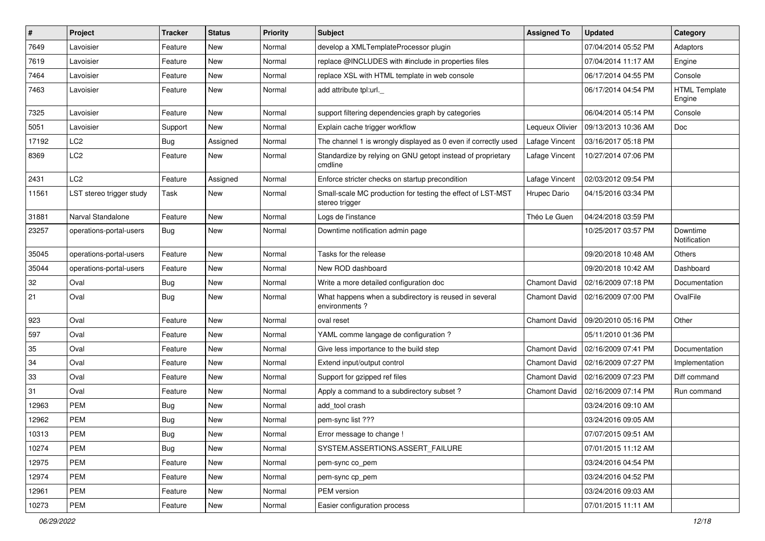| # | Project | Tracker | Status | Priority | Subject | Assigned To | Updated | Category |
|---|---|---|---|---|---|---|---|---|
| 7649 | Lavoisier | Feature | New | Normal | develop a XMLTemplateProcessor plugin | | 07/04/2014 05:52 PM | Adaptors |
| 7619 | Lavoisier | Feature | New | Normal | replace @INCLUDES with #include in properties files | | 07/04/2014 11:17 AM | Engine |
| 7464 | Lavoisier | Feature | New | Normal | replace XSL with HTML template in web console | | 06/17/2014 04:55 PM | Console |
| 7463 | Lavoisier | Feature | New | Normal | add attribute tpl:url._ | | 06/17/2014 04:54 PM | HTML Template Engine |
| 7325 | Lavoisier | Feature | New | Normal | support filtering dependencies graph by categories | | 06/04/2014 05:14 PM | Console |
| 5051 | Lavoisier | Support | New | Normal | Explain cache trigger workflow | Lequeux Olivier | 09/13/2013 10:36 AM | Doc |
| 17192 | LC2 | Bug | Assigned | Normal | The channel 1 is wrongly displayed as 0 even if correctly used | Lafage Vincent | 03/16/2017 05:18 PM | |
| 8369 | LC2 | Feature | New | Normal | Standardize by relying on GNU getopt instead of proprietary cmdline | Lafage Vincent | 10/27/2014 07:06 PM | |
| 2431 | LC2 | Feature | Assigned | Normal | Enforce stricter checks on startup precondition | Lafage Vincent | 02/03/2012 09:54 PM | |
| 11561 | LST stereo trigger study | Task | New | Normal | Small-scale MC production for testing the effect of LST-MST stereo trigger | Hrupec Dario | 04/15/2016 03:34 PM | |
| 31881 | Narval Standalone | Feature | New | Normal | Logs de l'instance | Théo Le Guen | 04/24/2018 03:59 PM | |
| 23257 | operations-portal-users | Bug | New | Normal | Downtime notification admin page | | 10/25/2017 03:57 PM | Downtime Notification |
| 35045 | operations-portal-users | Feature | New | Normal | Tasks for the release | | 09/20/2018 10:48 AM | Others |
| 35044 | operations-portal-users | Feature | New | Normal | New ROD dashboard | | 09/20/2018 10:42 AM | Dashboard |
| 32 | Oval | Bug | New | Normal | Write a more detailed configuration doc | Chamont David | 02/16/2009 07:18 PM | Documentation |
| 21 | Oval | Bug | New | Normal | What happens when a subdirectory is reused in several environments ? | Chamont David | 02/16/2009 07:00 PM | OvalFile |
| 923 | Oval | Feature | New | Normal | oval reset | Chamont David | 09/20/2010 05:16 PM | Other |
| 597 | Oval | Feature | New | Normal | YAML comme langage de configuration ? | | 05/11/2010 01:36 PM | |
| 35 | Oval | Feature | New | Normal | Give less importance to the build step | Chamont David | 02/16/2009 07:41 PM | Documentation |
| 34 | Oval | Feature | New | Normal | Extend input/output control | Chamont David | 02/16/2009 07:27 PM | Implementation |
| 33 | Oval | Feature | New | Normal | Support for gzipped ref files | Chamont David | 02/16/2009 07:23 PM | Diff command |
| 31 | Oval | Feature | New | Normal | Apply a command to a subdirectory subset ? | Chamont David | 02/16/2009 07:14 PM | Run command |
| 12963 | PEM | Bug | New | Normal | add_tool crash | | 03/24/2016 09:10 AM | |
| 12962 | PEM | Bug | New | Normal | pem-sync list ??? | | 03/24/2016 09:05 AM | |
| 10313 | PEM | Bug | New | Normal | Error message to change ! | | 07/07/2015 09:51 AM | |
| 10274 | PEM | Bug | New | Normal | SYSTEM.ASSERTIONS.ASSERT_FAILURE | | 07/01/2015 11:12 AM | |
| 12975 | PEM | Feature | New | Normal | pem-sync co_pem | | 03/24/2016 04:54 PM | |
| 12974 | PEM | Feature | New | Normal | pem-sync cp_pem | | 03/24/2016 04:52 PM | |
| 12961 | PEM | Feature | New | Normal | PEM version | | 03/24/2016 09:03 AM | |
| 10273 | PEM | Feature | New | Normal | Easier configuration process | | 07/01/2015 11:11 AM | |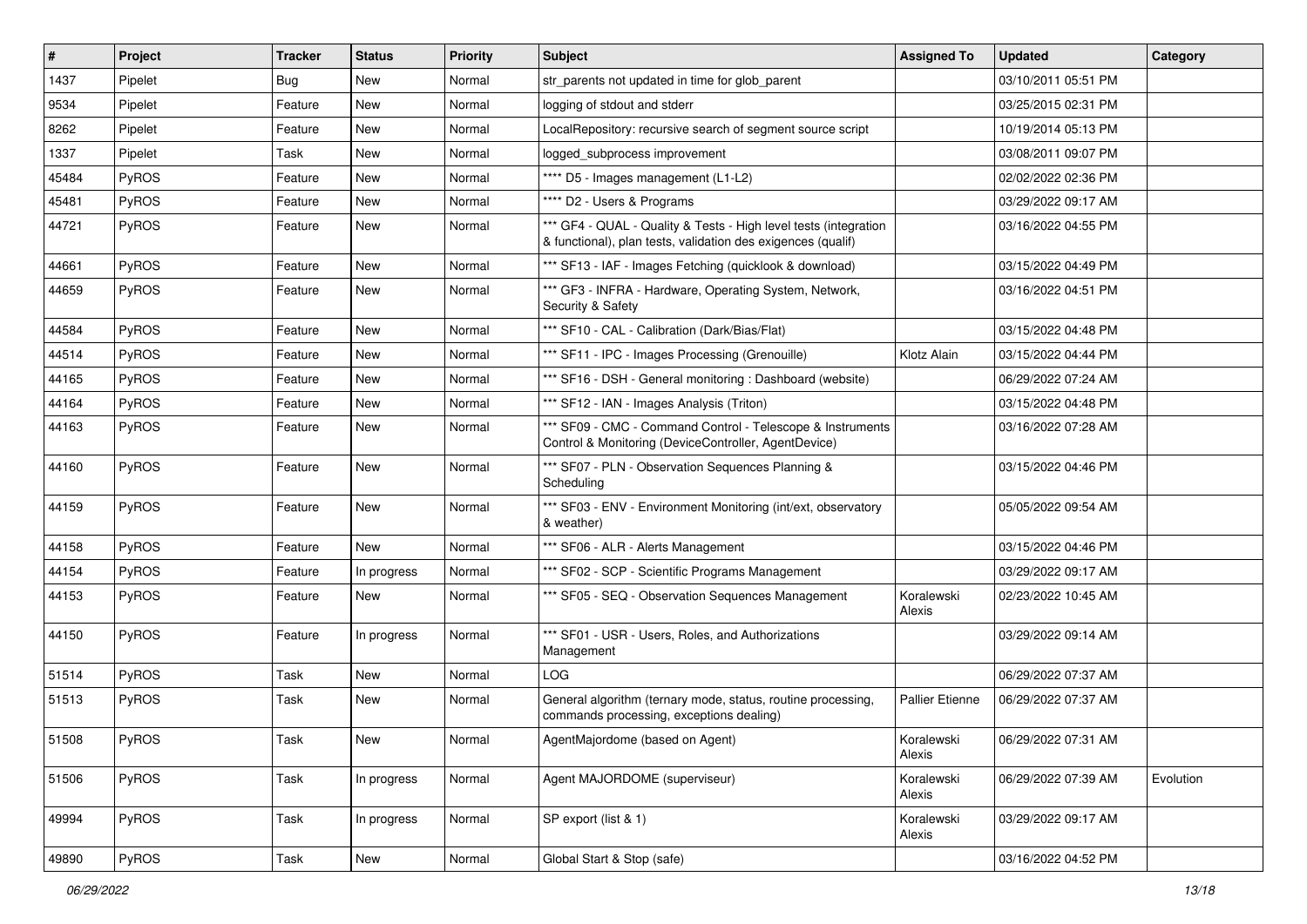| # | Project | Tracker | Status | Priority | Subject | Assigned To | Updated | Category |
|---|---|---|---|---|---|---|---|---|
| 1437 | Pipelet | Bug | New | Normal | str_parents not updated in time for glob_parent | | 03/10/2011 05:51 PM | |
| 9534 | Pipelet | Feature | New | Normal | logging of stdout and stderr | | 03/25/2015 02:31 PM | |
| 8262 | Pipelet | Feature | New | Normal | LocalRepository: recursive search of segment source script | | 10/19/2014 05:13 PM | |
| 1337 | Pipelet | Task | New | Normal | logged_subprocess improvement | | 03/08/2011 09:07 PM | |
| 45484 | PyROS | Feature | New | Normal | **** D5 - Images management (L1-L2) | | 02/02/2022 02:36 PM | |
| 45481 | PyROS | Feature | New | Normal | **** D2 - Users & Programs | | 03/29/2022 09:17 AM | |
| 44721 | PyROS | Feature | New | Normal | *** GF4 - QUAL - Quality & Tests - High level tests (integration & functional), plan tests, validation des exigences (qualif) | | 03/16/2022 04:55 PM | |
| 44661 | PyROS | Feature | New | Normal | *** SF13 - IAF - Images Fetching (quicklook & download) | | 03/15/2022 04:49 PM | |
| 44659 | PyROS | Feature | New | Normal | *** GF3 - INFRA - Hardware, Operating System, Network, Security & Safety | | 03/16/2022 04:51 PM | |
| 44584 | PyROS | Feature | New | Normal | *** SF10 - CAL - Calibration (Dark/Bias/Flat) | | 03/15/2022 04:48 PM | |
| 44514 | PyROS | Feature | New | Normal | *** SF11 - IPC - Images Processing (Grenouille) | Klotz Alain | 03/15/2022 04:44 PM | |
| 44165 | PyROS | Feature | New | Normal | *** SF16 - DSH - General monitoring : Dashboard (website) | | 06/29/2022 07:24 AM | |
| 44164 | PyROS | Feature | New | Normal | *** SF12 - IAN - Images Analysis (Triton) | | 03/15/2022 04:48 PM | |
| 44163 | PyROS | Feature | New | Normal | *** SF09 - CMC - Command Control - Telescope & Instruments Control & Monitoring (DeviceController, AgentDevice) | | 03/16/2022 07:28 AM | |
| 44160 | PyROS | Feature | New | Normal | *** SF07 - PLN - Observation Sequences Planning & Scheduling | | 03/15/2022 04:46 PM | |
| 44159 | PyROS | Feature | New | Normal | *** SF03 - ENV - Environment Monitoring (int/ext, observatory & weather) | | 05/05/2022 09:54 AM | |
| 44158 | PyROS | Feature | New | Normal | *** SF06 - ALR - Alerts Management | | 03/15/2022 04:46 PM | |
| 44154 | PyROS | Feature | In progress | Normal | *** SF02 - SCP - Scientific Programs Management | | 03/29/2022 09:17 AM | |
| 44153 | PyROS | Feature | New | Normal | *** SF05 - SEQ - Observation Sequences Management | Koralewski Alexis | 02/23/2022 10:45 AM | |
| 44150 | PyROS | Feature | In progress | Normal | *** SF01 - USR - Users, Roles, and Authorizations Management | | 03/29/2022 09:14 AM | |
| 51514 | PyROS | Task | New | Normal | LOG | | 06/29/2022 07:37 AM | |
| 51513 | PyROS | Task | New | Normal | General algorithm (ternary mode, status, routine processing, commands processing, exceptions dealing) | Pallier Etienne | 06/29/2022 07:37 AM | |
| 51508 | PyROS | Task | New | Normal | AgentMajordome (based on Agent) | Koralewski Alexis | 06/29/2022 07:31 AM | |
| 51506 | PyROS | Task | In progress | Normal | Agent MAJORDOME (superviseur) | Koralewski Alexis | 06/29/2022 07:39 AM | Evolution |
| 49994 | PyROS | Task | In progress | Normal | SP export (list & 1) | Koralewski Alexis | 03/29/2022 09:17 AM | |
| 49890 | PyROS | Task | New | Normal | Global Start & Stop (safe) | | 03/16/2022 04:52 PM | |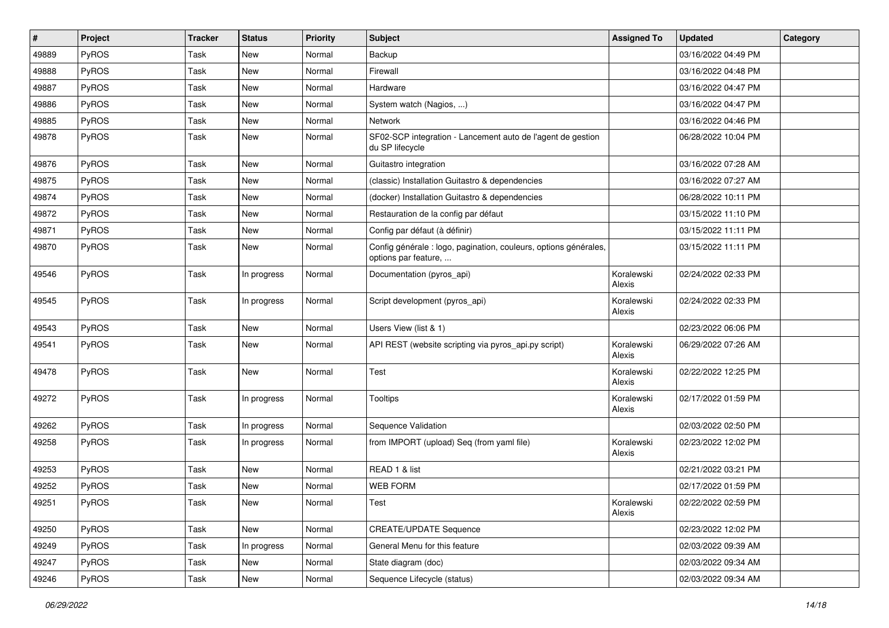| # | Project | Tracker | Status | Priority | Subject | Assigned To | Updated | Category |
| --- | --- | --- | --- | --- | --- | --- | --- | --- |
| 49889 | PyROS | Task | New | Normal | Backup | | 03/16/2022 04:49 PM | |
| 49888 | PyROS | Task | New | Normal | Firewall | | 03/16/2022 04:48 PM | |
| 49887 | PyROS | Task | New | Normal | Hardware | | 03/16/2022 04:47 PM | |
| 49886 | PyROS | Task | New | Normal | System watch (Nagios, ...) | | 03/16/2022 04:47 PM | |
| 49885 | PyROS | Task | New | Normal | Network | | 03/16/2022 04:46 PM | |
| 49878 | PyROS | Task | New | Normal | SF02-SCP integration - Lancement auto de l'agent de gestion du SP lifecycle | | 06/28/2022 10:04 PM | |
| 49876 | PyROS | Task | New | Normal | Guitastro integration | | 03/16/2022 07:28 AM | |
| 49875 | PyROS | Task | New | Normal | (classic) Installation Guitastro & dependencies | | 03/16/2022 07:27 AM | |
| 49874 | PyROS | Task | New | Normal | (docker) Installation Guitastro & dependencies | | 06/28/2022 10:11 PM | |
| 49872 | PyROS | Task | New | Normal | Restauration de la config par défaut | | 03/15/2022 11:10 PM | |
| 49871 | PyROS | Task | New | Normal | Config par défaut (à définir) | | 03/15/2022 11:11 PM | |
| 49870 | PyROS | Task | New | Normal | Config générale : logo, pagination, couleurs, options générales, options par feature, ... | | 03/15/2022 11:11 PM | |
| 49546 | PyROS | Task | In progress | Normal | Documentation (pyros_api) | Koralewski Alexis | 02/24/2022 02:33 PM | |
| 49545 | PyROS | Task | In progress | Normal | Script development (pyros_api) | Koralewski Alexis | 02/24/2022 02:33 PM | |
| 49543 | PyROS | Task | New | Normal | Users View (list & 1) | | 02/23/2022 06:06 PM | |
| 49541 | PyROS | Task | New | Normal | API REST (website scripting via pyros_api.py script) | Koralewski Alexis | 06/29/2022 07:26 AM | |
| 49478 | PyROS | Task | New | Normal | Test | Koralewski Alexis | 02/22/2022 12:25 PM | |
| 49272 | PyROS | Task | In progress | Normal | Tooltips | Koralewski Alexis | 02/17/2022 01:59 PM | |
| 49262 | PyROS | Task | In progress | Normal | Sequence Validation | | 02/03/2022 02:50 PM | |
| 49258 | PyROS | Task | In progress | Normal | from IMPORT (upload) Seq (from yaml file) | Koralewski Alexis | 02/23/2022 12:02 PM | |
| 49253 | PyROS | Task | New | Normal | READ 1 & list | | 02/21/2022 03:21 PM | |
| 49252 | PyROS | Task | New | Normal | WEB FORM | | 02/17/2022 01:59 PM | |
| 49251 | PyROS | Task | New | Normal | Test | Koralewski Alexis | 02/22/2022 02:59 PM | |
| 49250 | PyROS | Task | New | Normal | CREATE/UPDATE Sequence | | 02/23/2022 12:02 PM | |
| 49249 | PyROS | Task | In progress | Normal | General Menu for this feature | | 02/03/2022 09:39 AM | |
| 49247 | PyROS | Task | New | Normal | State diagram (doc) | | 02/03/2022 09:34 AM | |
| 49246 | PyROS | Task | New | Normal | Sequence Lifecycle (status) | | 02/03/2022 09:34 AM | |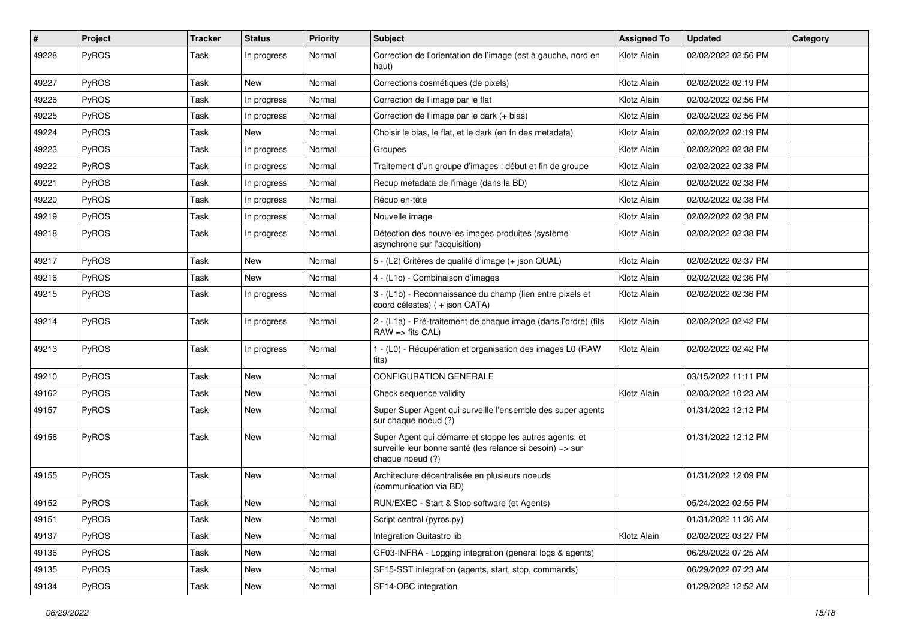| # | Project | Tracker | Status | Priority | Subject | Assigned To | Updated | Category |
|---|---|---|---|---|---|---|---|---|
| 49228 | PyROS | Task | In progress | Normal | Correction de l'orientation de l'image (est à gauche, nord en haut) | Klotz Alain | 02/02/2022 02:56 PM | |
| 49227 | PyROS | Task | New | Normal | Corrections cosmétiques (de pixels) | Klotz Alain | 02/02/2022 02:19 PM | |
| 49226 | PyROS | Task | In progress | Normal | Correction de l'image par le flat | Klotz Alain | 02/02/2022 02:56 PM | |
| 49225 | PyROS | Task | In progress | Normal | Correction de l'image par le dark (+ bias) | Klotz Alain | 02/02/2022 02:56 PM | |
| 49224 | PyROS | Task | New | Normal | Choisir le bias, le flat, et le dark (en fn des metadata) | Klotz Alain | 02/02/2022 02:19 PM | |
| 49223 | PyROS | Task | In progress | Normal | Groupes | Klotz Alain | 02/02/2022 02:38 PM | |
| 49222 | PyROS | Task | In progress | Normal | Traitement d'un groupe d'images : début et fin de groupe | Klotz Alain | 02/02/2022 02:38 PM | |
| 49221 | PyROS | Task | In progress | Normal | Recup metadata de l'image (dans la BD) | Klotz Alain | 02/02/2022 02:38 PM | |
| 49220 | PyROS | Task | In progress | Normal | Récup en-tête | Klotz Alain | 02/02/2022 02:38 PM | |
| 49219 | PyROS | Task | In progress | Normal | Nouvelle image | Klotz Alain | 02/02/2022 02:38 PM | |
| 49218 | PyROS | Task | In progress | Normal | Détection des nouvelles images produites (système asynchrone sur l'acquisition) | Klotz Alain | 02/02/2022 02:38 PM | |
| 49217 | PyROS | Task | New | Normal | 5 - (L2) Critères de qualité d'image (+ json QUAL) | Klotz Alain | 02/02/2022 02:37 PM | |
| 49216 | PyROS | Task | New | Normal | 4 - (L1c) - Combinaison d'images | Klotz Alain | 02/02/2022 02:36 PM | |
| 49215 | PyROS | Task | In progress | Normal | 3 - (L1b) - Reconnaissance du champ (lien entre pixels et coord célestes) ( + json CATA) | Klotz Alain | 02/02/2022 02:36 PM | |
| 49214 | PyROS | Task | In progress | Normal | 2 - (L1a) - Pré-traitement de chaque image (dans l'ordre) (fits RAW => fits CAL) | Klotz Alain | 02/02/2022 02:42 PM | |
| 49213 | PyROS | Task | In progress | Normal | 1 - (L0) - Récupération et organisation des images L0 (RAW fits) | Klotz Alain | 02/02/2022 02:42 PM | |
| 49210 | PyROS | Task | New | Normal | CONFIGURATION GENERALE | | 03/15/2022 11:11 PM | |
| 49162 | PyROS | Task | New | Normal | Check sequence validity | Klotz Alain | 02/03/2022 10:23 AM | |
| 49157 | PyROS | Task | New | Normal | Super Super Agent qui surveille l'ensemble des super agents sur chaque noeud (?) | | 01/31/2022 12:12 PM | |
| 49156 | PyROS | Task | New | Normal | Super Agent qui démarre et stoppe les autres agents, et surveille leur bonne santé (les relance si besoin) => sur chaque noeud (?) | | 01/31/2022 12:12 PM | |
| 49155 | PyROS | Task | New | Normal | Architecture décentralisée en plusieurs noeuds (communication via BD) | | 01/31/2022 12:09 PM | |
| 49152 | PyROS | Task | New | Normal | RUN/EXEC - Start & Stop software (et Agents) | | 05/24/2022 02:55 PM | |
| 49151 | PyROS | Task | New | Normal | Script central (pyros.py) | | 01/31/2022 11:36 AM | |
| 49137 | PyROS | Task | New | Normal | Integration Guitastro lib | Klotz Alain | 02/02/2022 03:27 PM | |
| 49136 | PyROS | Task | New | Normal | GF03-INFRA - Logging integration (general logs & agents) | | 06/29/2022 07:25 AM | |
| 49135 | PyROS | Task | New | Normal | SF15-SST integration (agents, start, stop, commands) | | 06/29/2022 07:23 AM | |
| 49134 | PyROS | Task | New | Normal | SF14-OBC integration | | 01/29/2022 12:52 AM | |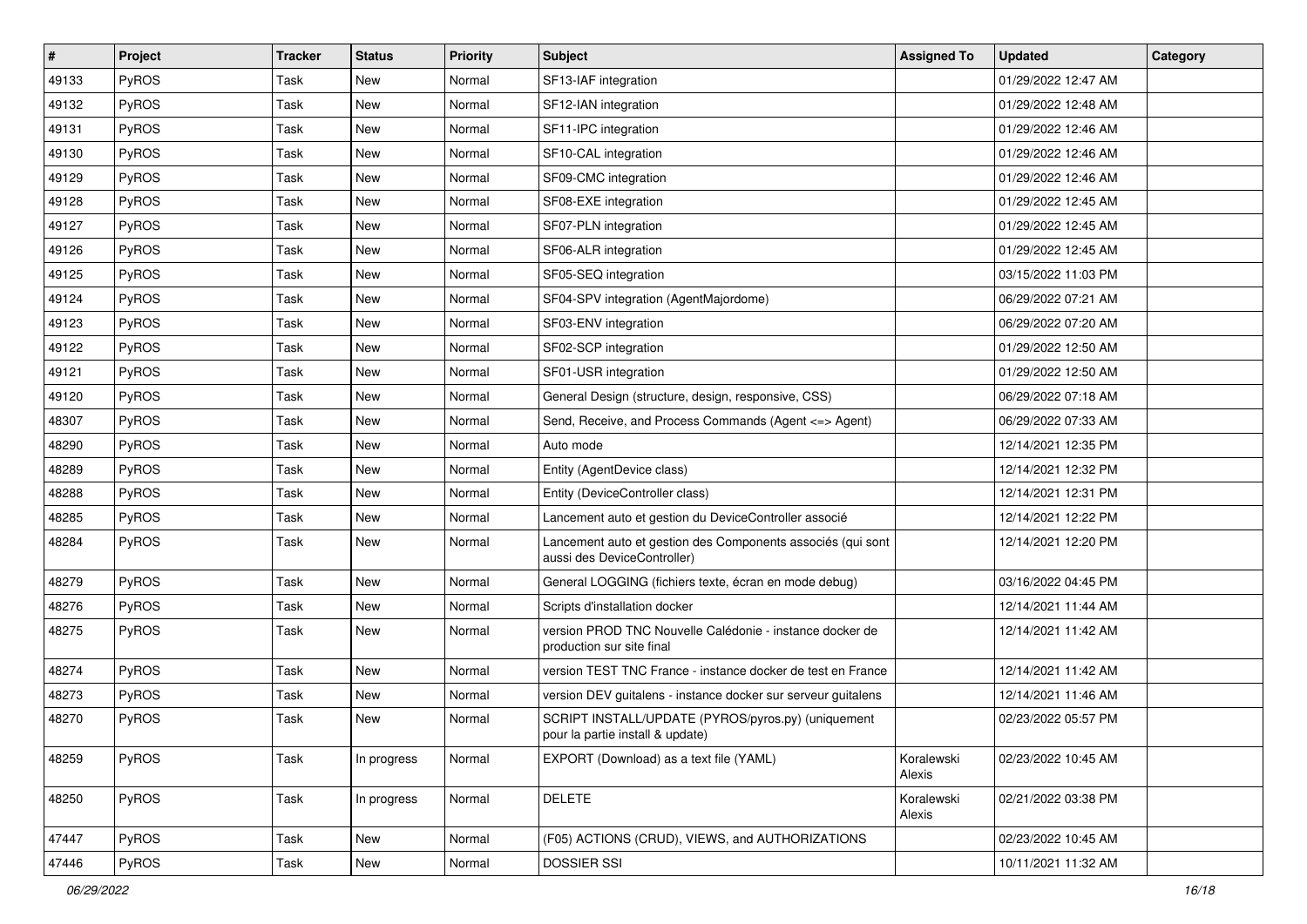| # | Project | Tracker | Status | Priority | Subject | Assigned To | Updated | Category |
|---|---|---|---|---|---|---|---|---|
| 49133 | PyROS | Task | New | Normal | SF13-IAF integration | | 01/29/2022 12:47 AM | |
| 49132 | PyROS | Task | New | Normal | SF12-IAN integration | | 01/29/2022 12:48 AM | |
| 49131 | PyROS | Task | New | Normal | SF11-IPC integration | | 01/29/2022 12:46 AM | |
| 49130 | PyROS | Task | New | Normal | SF10-CAL integration | | 01/29/2022 12:46 AM | |
| 49129 | PyROS | Task | New | Normal | SF09-CMC integration | | 01/29/2022 12:46 AM | |
| 49128 | PyROS | Task | New | Normal | SF08-EXE integration | | 01/29/2022 12:45 AM | |
| 49127 | PyROS | Task | New | Normal | SF07-PLN integration | | 01/29/2022 12:45 AM | |
| 49126 | PyROS | Task | New | Normal | SF06-ALR integration | | 01/29/2022 12:45 AM | |
| 49125 | PyROS | Task | New | Normal | SF05-SEQ integration | | 03/15/2022 11:03 PM | |
| 49124 | PyROS | Task | New | Normal | SF04-SPV integration (AgentMajordome) | | 06/29/2022 07:21 AM | |
| 49123 | PyROS | Task | New | Normal | SF03-ENV integration | | 06/29/2022 07:20 AM | |
| 49122 | PyROS | Task | New | Normal | SF02-SCP integration | | 01/29/2022 12:50 AM | |
| 49121 | PyROS | Task | New | Normal | SF01-USR integration | | 01/29/2022 12:50 AM | |
| 49120 | PyROS | Task | New | Normal | General Design (structure, design, responsive, CSS) | | 06/29/2022 07:18 AM | |
| 48307 | PyROS | Task | New | Normal | Send, Receive, and Process Commands (Agent <=> Agent) | | 06/29/2022 07:33 AM | |
| 48290 | PyROS | Task | New | Normal | Auto mode | | 12/14/2021 12:35 PM | |
| 48289 | PyROS | Task | New | Normal | Entity (AgentDevice class) | | 12/14/2021 12:32 PM | |
| 48288 | PyROS | Task | New | Normal | Entity (DeviceController class) | | 12/14/2021 12:31 PM | |
| 48285 | PyROS | Task | New | Normal | Lancement auto et gestion du DeviceController associé | | 12/14/2021 12:22 PM | |
| 48284 | PyROS | Task | New | Normal | Lancement auto et gestion des Components associés (qui sont aussi des DeviceController) | | 12/14/2021 12:20 PM | |
| 48279 | PyROS | Task | New | Normal | General LOGGING (fichiers texte, écran en mode debug) | | 03/16/2022 04:45 PM | |
| 48276 | PyROS | Task | New | Normal | Scripts d'installation docker | | 12/14/2021 11:44 AM | |
| 48275 | PyROS | Task | New | Normal | version PROD TNC Nouvelle Calédonie - instance docker de production sur site final | | 12/14/2021 11:42 AM | |
| 48274 | PyROS | Task | New | Normal | version TEST TNC France - instance docker de test en France | | 12/14/2021 11:42 AM | |
| 48273 | PyROS | Task | New | Normal | version DEV guitalens - instance docker sur serveur guitalens | | 12/14/2021 11:46 AM | |
| 48270 | PyROS | Task | New | Normal | SCRIPT INSTALL/UPDATE (PYROS/pyros.py) (uniquement pour la partie install & update) | | 02/23/2022 05:57 PM | |
| 48259 | PyROS | Task | In progress | Normal | EXPORT (Download) as a text file (YAML) | Koralewski Alexis | 02/23/2022 10:45 AM | |
| 48250 | PyROS | Task | In progress | Normal | DELETE | Koralewski Alexis | 02/21/2022 03:38 PM | |
| 47447 | PyROS | Task | New | Normal | (F05) ACTIONS (CRUD), VIEWS, and AUTHORIZATIONS | | 02/23/2022 10:45 AM | |
| 47446 | PyROS | Task | New | Normal | DOSSIER SSI | | 10/11/2021 11:32 AM | |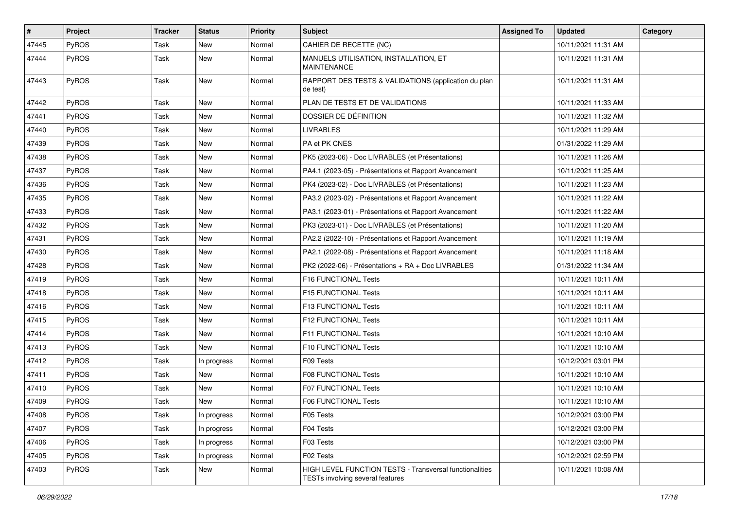| # | Project | Tracker | Status | Priority | Subject | Assigned To | Updated | Category |
| --- | --- | --- | --- | --- | --- | --- | --- | --- |
| 47445 | PyROS | Task | New | Normal | CAHIER DE RECETTE (NC) | | 10/11/2021 11:31 AM | |
| 47444 | PyROS | Task | New | Normal | MANUELS UTILISATION, INSTALLATION, ET MAINTENANCE | | 10/11/2021 11:31 AM | |
| 47443 | PyROS | Task | New | Normal | RAPPORT DES TESTS & VALIDATIONS (application du plan de test) | | 10/11/2021 11:31 AM | |
| 47442 | PyROS | Task | New | Normal | PLAN DE TESTS ET DE VALIDATIONS | | 10/11/2021 11:33 AM | |
| 47441 | PyROS | Task | New | Normal | DOSSIER DE DÉFINITION | | 10/11/2021 11:32 AM | |
| 47440 | PyROS | Task | New | Normal | LIVRABLES | | 10/11/2021 11:29 AM | |
| 47439 | PyROS | Task | New | Normal | PA et PK CNES | | 01/31/2022 11:29 AM | |
| 47438 | PyROS | Task | New | Normal | PK5 (2023-06) - Doc LIVRABLES (et Présentations) | | 10/11/2021 11:26 AM | |
| 47437 | PyROS | Task | New | Normal | PA4.1 (2023-05) - Présentations et Rapport Avancement | | 10/11/2021 11:25 AM | |
| 47436 | PyROS | Task | New | Normal | PK4 (2023-02) - Doc LIVRABLES (et Présentations) | | 10/11/2021 11:23 AM | |
| 47435 | PyROS | Task | New | Normal | PA3.2 (2023-02) - Présentations et Rapport Avancement | | 10/11/2021 11:22 AM | |
| 47433 | PyROS | Task | New | Normal | PA3.1 (2023-01) - Présentations et Rapport Avancement | | 10/11/2021 11:22 AM | |
| 47432 | PyROS | Task | New | Normal | PK3 (2023-01) - Doc LIVRABLES (et Présentations) | | 10/11/2021 11:20 AM | |
| 47431 | PyROS | Task | New | Normal | PA2.2 (2022-10) - Présentations et Rapport Avancement | | 10/11/2021 11:19 AM | |
| 47430 | PyROS | Task | New | Normal | PA2.1 (2022-08) - Présentations et Rapport Avancement | | 10/11/2021 11:18 AM | |
| 47428 | PyROS | Task | New | Normal | PK2 (2022-06) - Présentations + RA + Doc LIVRABLES | | 01/31/2022 11:34 AM | |
| 47419 | PyROS | Task | New | Normal | F16 FUNCTIONAL Tests | | 10/11/2021 10:11 AM | |
| 47418 | PyROS | Task | New | Normal | F15 FUNCTIONAL Tests | | 10/11/2021 10:11 AM | |
| 47416 | PyROS | Task | New | Normal | F13 FUNCTIONAL Tests | | 10/11/2021 10:11 AM | |
| 47415 | PyROS | Task | New | Normal | F12 FUNCTIONAL Tests | | 10/11/2021 10:11 AM | |
| 47414 | PyROS | Task | New | Normal | F11 FUNCTIONAL Tests | | 10/11/2021 10:10 AM | |
| 47413 | PyROS | Task | New | Normal | F10 FUNCTIONAL Tests | | 10/11/2021 10:10 AM | |
| 47412 | PyROS | Task | In progress | Normal | F09 Tests | | 10/12/2021 03:01 PM | |
| 47411 | PyROS | Task | New | Normal | F08 FUNCTIONAL Tests | | 10/11/2021 10:10 AM | |
| 47410 | PyROS | Task | New | Normal | F07 FUNCTIONAL Tests | | 10/11/2021 10:10 AM | |
| 47409 | PyROS | Task | New | Normal | F06 FUNCTIONAL Tests | | 10/11/2021 10:10 AM | |
| 47408 | PyROS | Task | In progress | Normal | F05 Tests | | 10/12/2021 03:00 PM | |
| 47407 | PyROS | Task | In progress | Normal | F04 Tests | | 10/12/2021 03:00 PM | |
| 47406 | PyROS | Task | In progress | Normal | F03 Tests | | 10/12/2021 03:00 PM | |
| 47405 | PyROS | Task | In progress | Normal | F02 Tests | | 10/12/2021 02:59 PM | |
| 47403 | PyROS | Task | New | Normal | HIGH LEVEL FUNCTION TESTS - Transversal functionalities TESTs involving several features | | 10/11/2021 10:08 AM | |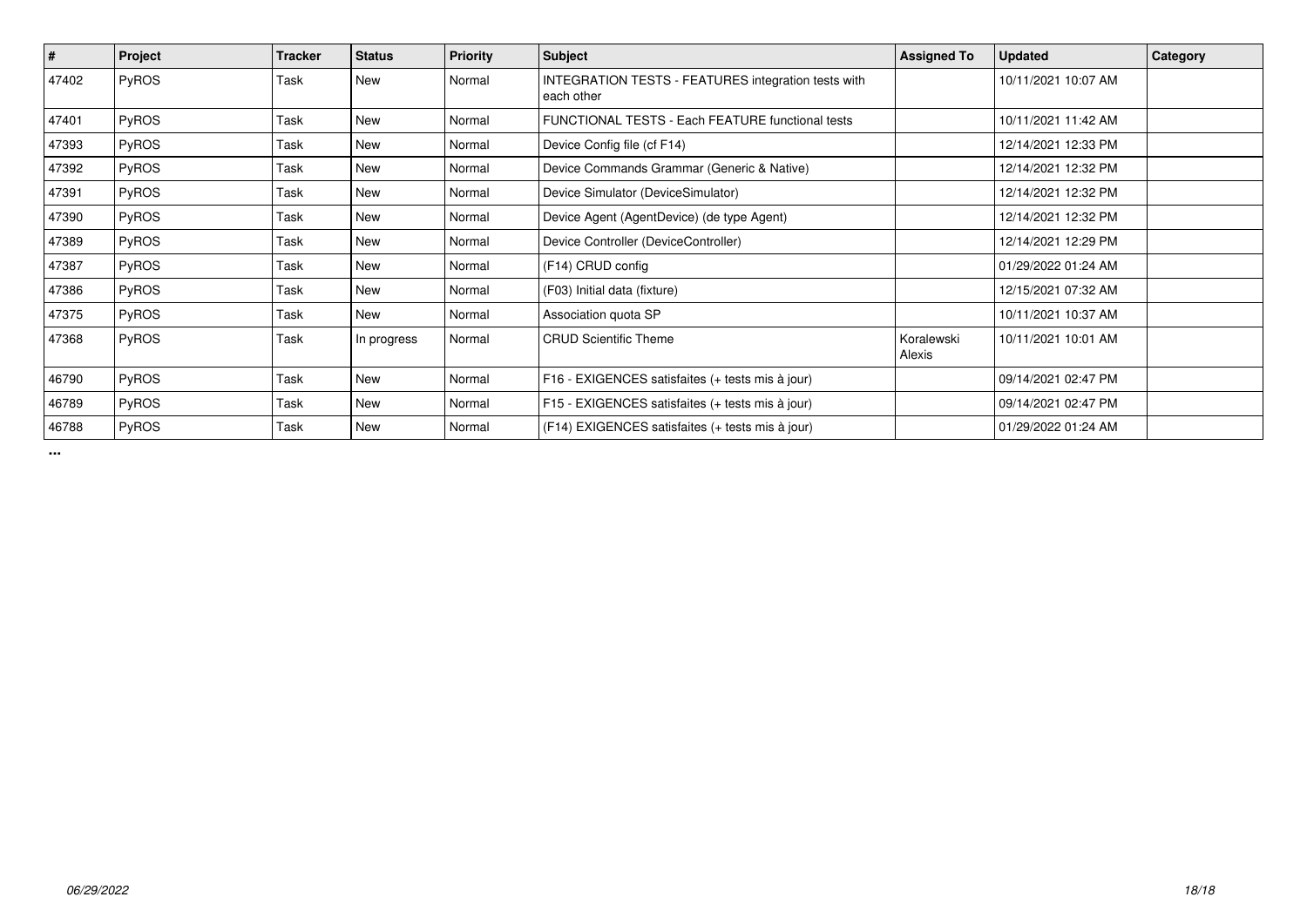| # | Project | Tracker | Status | Priority | Subject | Assigned To | Updated | Category |
|---|---|---|---|---|---|---|---|---|
| 47402 | PyROS | Task | New | Normal | INTEGRATION TESTS - FEATURES integration tests with each other | | 10/11/2021 10:07 AM | |
| 47401 | PyROS | Task | New | Normal | FUNCTIONAL TESTS - Each FEATURE functional tests | | 10/11/2021 11:42 AM | |
| 47393 | PyROS | Task | New | Normal | Device Config file (cf F14) | | 12/14/2021 12:33 PM | |
| 47392 | PyROS | Task | New | Normal | Device Commands Grammar (Generic & Native) | | 12/14/2021 12:32 PM | |
| 47391 | PyROS | Task | New | Normal | Device Simulator (DeviceSimulator) | | 12/14/2021 12:32 PM | |
| 47390 | PyROS | Task | New | Normal | Device Agent (AgentDevice) (de type Agent) | | 12/14/2021 12:32 PM | |
| 47389 | PyROS | Task | New | Normal | Device Controller (DeviceController) | | 12/14/2021 12:29 PM | |
| 47387 | PyROS | Task | New | Normal | (F14) CRUD config | | 01/29/2022 01:24 AM | |
| 47386 | PyROS | Task | New | Normal | (F03) Initial data (fixture) | | 12/15/2021 07:32 AM | |
| 47375 | PyROS | Task | New | Normal | Association quota SP | | 10/11/2021 10:37 AM | |
| 47368 | PyROS | Task | In progress | Normal | CRUD Scientific Theme | Koralewski Alexis | 10/11/2021 10:01 AM | |
| 46790 | PyROS | Task | New | Normal | F16 - EXIGENCES satisfaites (+ tests mis à jour) | | 09/14/2021 02:47 PM | |
| 46789 | PyROS | Task | New | Normal | F15 - EXIGENCES satisfaites (+ tests mis à jour) | | 09/14/2021 02:47 PM | |
| 46788 | PyROS | Task | New | Normal | (F14) EXIGENCES satisfaites (+ tests mis à jour) | | 01/29/2022 01:24 AM | |

...